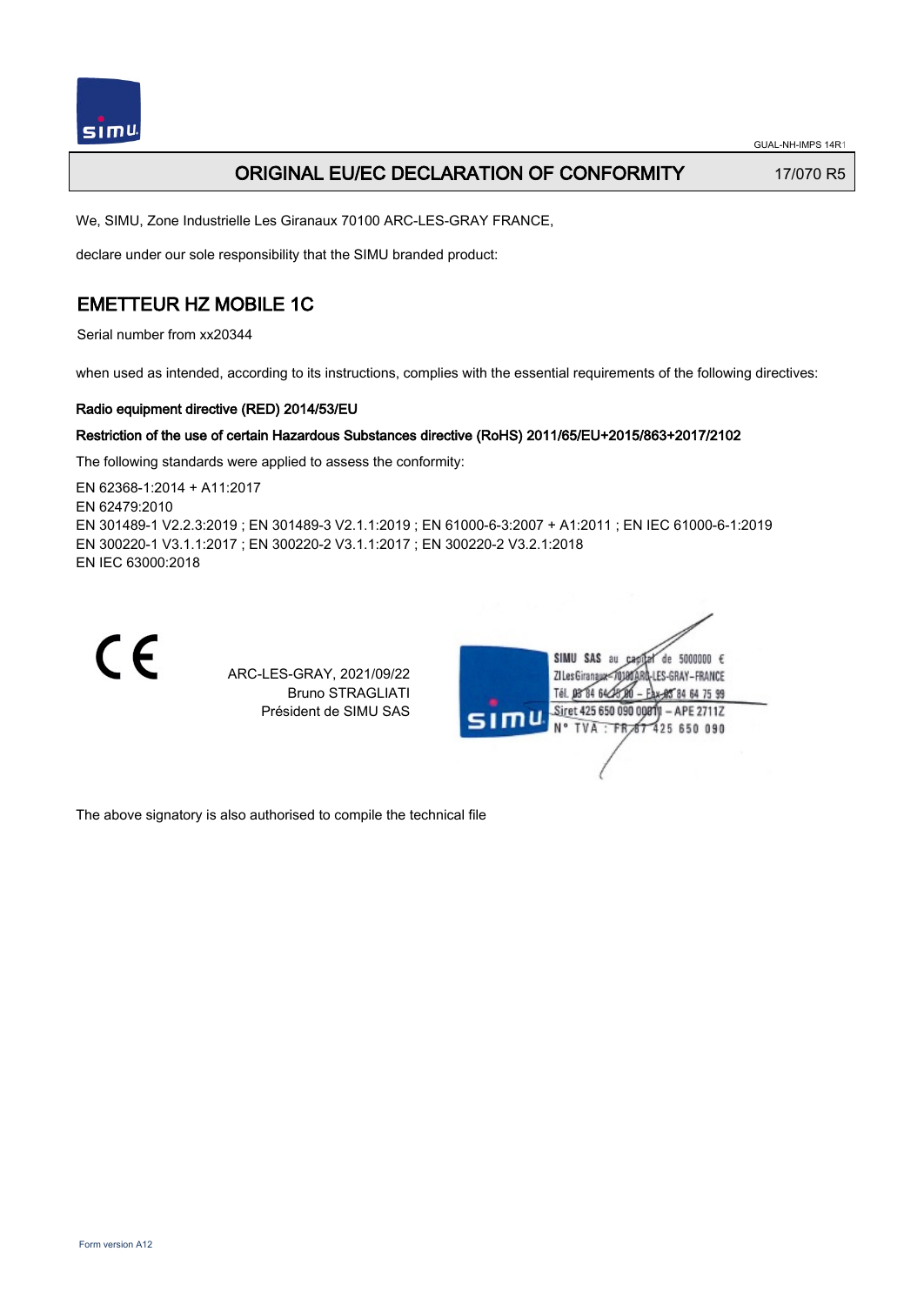GUAL-NH-IMPS 14R1

# ORIGINAL EU/EC DECLARATION OF CONFORMITY

17/070 R5

We, SIMU, Zone Industrielle Les Giranaux 70100 ARC-LES-GRAY FRANCE,

declare under our sole responsibility that the SIMU branded product:

## EMETTEUR HZ MOBILE 1C

Serial number from xx20344

when used as intended, according to its instructions, complies with the essential requirements of the following directives:

**Radio equipment directive (RED) 2014/53/EU**

**Restriction of the use of certain Hazardous Substances directive (RoHS) 2011/65/EU+2015/863+2017/2102**

The following standards were applied to assess the conformity:

EN 62368-1:2014 + A11:2017
EN 62479:2010
EN 301489-1 V2.2.3:2019 ; EN 301489-3 V2.1.1:2019 ; EN 61000-6-3:2007 + A1:2011 ; EN IEC 61000-6-1:2019
EN 300220-1 V3.1.1:2017 ; EN 300220-2 V3.1.1:2017 ; EN 300220-2 V3.2.1:2018
EN IEC 63000:2018

CE

ARC-LES-GRAY, 2021/09/22
Bruno STRAGLIATI
Président de SIMU SAS

SIMU SAS au capital de 5000000 €
ZI Les Giranaux 70100 ARC-LES-GRAY-FRANCE
Tél. 03 84 64 75 00 – Fax 03 84 64 75 99
Siret 425 650 090 00011 – APE 2711Z
N° TVA : FR 87 425 650 090

The above signatory is also authorised to compile the technical file

Form version A12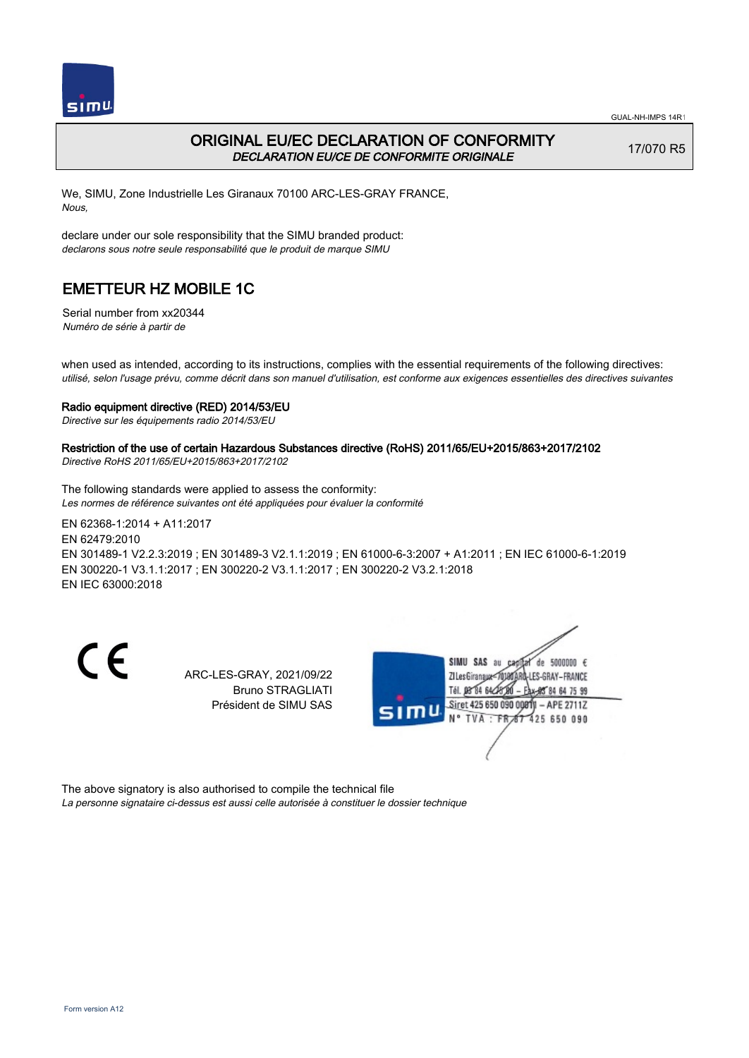GUAL-NH-IMPS 14R1

# ORIGINAL EU/EC DECLARATION OF CONFORMITY

*DECLARATION EU/CE DE CONFORMITE ORIGINALE*

17/070 R5

We, SIMU, Zone Industrielle Les Giranaux 70100 ARC-LES-GRAY FRANCE,
*Nous,*

declare under our sole responsibility that the SIMU branded product:
*declarons sous notre seule responsabilité que le produit de marque SIMU*

## EMETTEUR HZ MOBILE 1C

Serial number from xx20344
*Numéro de série à partir de*

when used as intended, according to its instructions, complies with the essential requirements of the following directives:
*utilisé, selon l'usage prévu, comme décrit dans son manuel d'utilisation, est conforme aux exigences essentielles des directives suivantes*

**Radio equipment directive (RED) 2014/53/EU**
*Directive sur les équipements radio 2014/53/EU*

**Restriction of the use of certain Hazardous Substances directive (RoHS) 2011/65/EU+2015/863+2017/2102**
*Directive RoHS 2011/65/EU+2015/863+2017/2102*

The following standards were applied to assess the conformity:
*Les normes de référence suivantes ont été appliquées pour évaluer la conformité*

EN 62368-1:2014 + A11:2017
EN 62479:2010
EN 301489-1 V2.2.3:2019 ; EN 301489-3 V2.1.1:2019 ; EN 61000-6-3:2007 + A1:2011 ; EN IEC 61000-6-1:2019
EN 300220-1 V3.1.1:2017 ; EN 300220-2 V3.1.1:2017 ; EN 300220-2 V3.2.1:2018
EN IEC 63000:2018

CE

ARC-LES-GRAY, 2021/09/22
Bruno STRAGLIATI
Président de SIMU SAS

SIMU SAS au capital de 5000000 €
ZI Les Giranaux 70100 ARC-LES-GRAY-FRANCE
Tél. 03 84 64 75 00 – Fax 03 84 64 75 99
Siret 425 650 090 00011 – APE 2711Z
N° TVA : FR 87 425 650 090

The above signatory is also authorised to compile the technical file
*La personne signataire ci-dessus est aussi celle autorisée à constituer le dossier technique*

Form version A12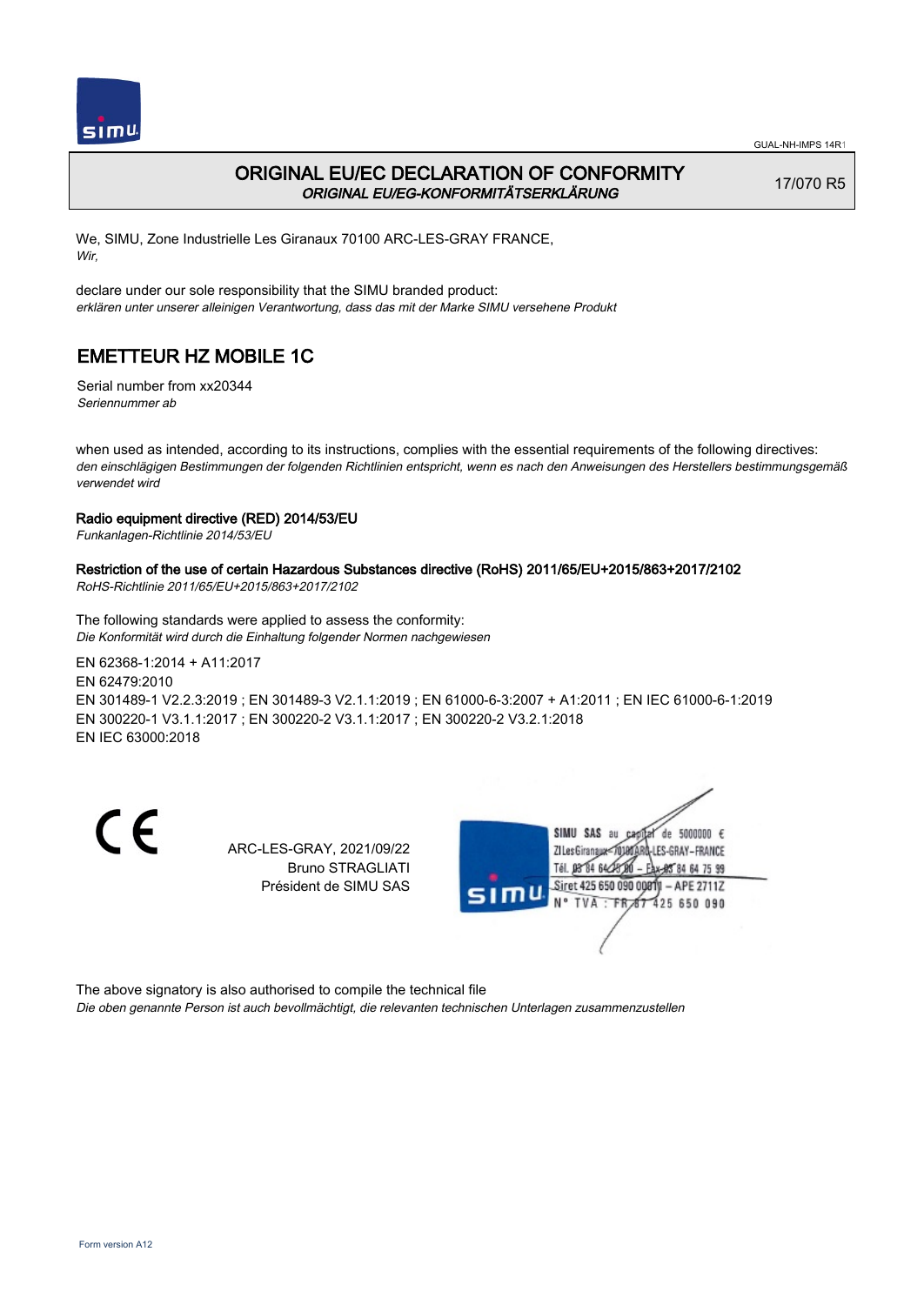# ORIGINAL EU/EC DECLARATION OF CONFORMITY

*ORIGINAL EU/EG-KONFORMITÄTSERKLÄRUNG*

17/070 R5

We, SIMU, Zone Industrielle Les Giranaux 70100 ARC-LES-GRAY FRANCE,
*Wir,*

declare under our sole responsibility that the SIMU branded product:
*erklären unter unserer alleinigen Verantwortung, dass das mit der Marke SIMU versehene Produkt*

## EMETTEUR HZ MOBILE 1C

Serial number from xx20344
*Seriennummer ab*

when used as intended, according to its instructions, complies with the essential requirements of the following directives:
*den einschlägigen Bestimmungen der folgenden Richtlinien entspricht, wenn es nach den Anweisungen des Herstellers bestimmungsgemäß verwendet wird*

**Radio equipment directive (RED) 2014/53/EU**
*Funkanlagen-Richtlinie 2014/53/EU*

**Restriction of the use of certain Hazardous Substances directive (RoHS) 2011/65/EU+2015/863+2017/2102**
*RoHS-Richtlinie 2011/65/EU+2015/863+2017/2102*

The following standards were applied to assess the conformity:
*Die Konformität wird durch die Einhaltung folgender Normen nachgewiesen*

EN 62368-1:2014 + A11:2017
EN 62479:2010
EN 301489-1 V2.2.3:2019 ; EN 301489-3 V2.1.1:2019 ; EN 61000-6-3:2007 + A1:2011 ; EN IEC 61000-6-1:2019
EN 300220-1 V3.1.1:2017 ; EN 300220-2 V3.1.1:2017 ; EN 300220-2 V3.2.1:2018
EN IEC 63000:2018

ARC-LES-GRAY, 2021/09/22
Bruno STRAGLIATI
Président de SIMU SAS

SIMU SAS au capital de 5000000 €
ZI Les Giranaux 70100 ARC-LES-GRAY – FRANCE
Tél. 03 84 64 75 00 – Fax 03 84 64 75 99
Siret 425 650 090 00011 – APE 2711Z
N° TVA : FR 87 425 650 090

The above signatory is also authorised to compile the technical file
*Die oben genannte Person ist auch bevollmächtigt, die relevanten technischen Unterlagen zusammenzustellen*

Form version A12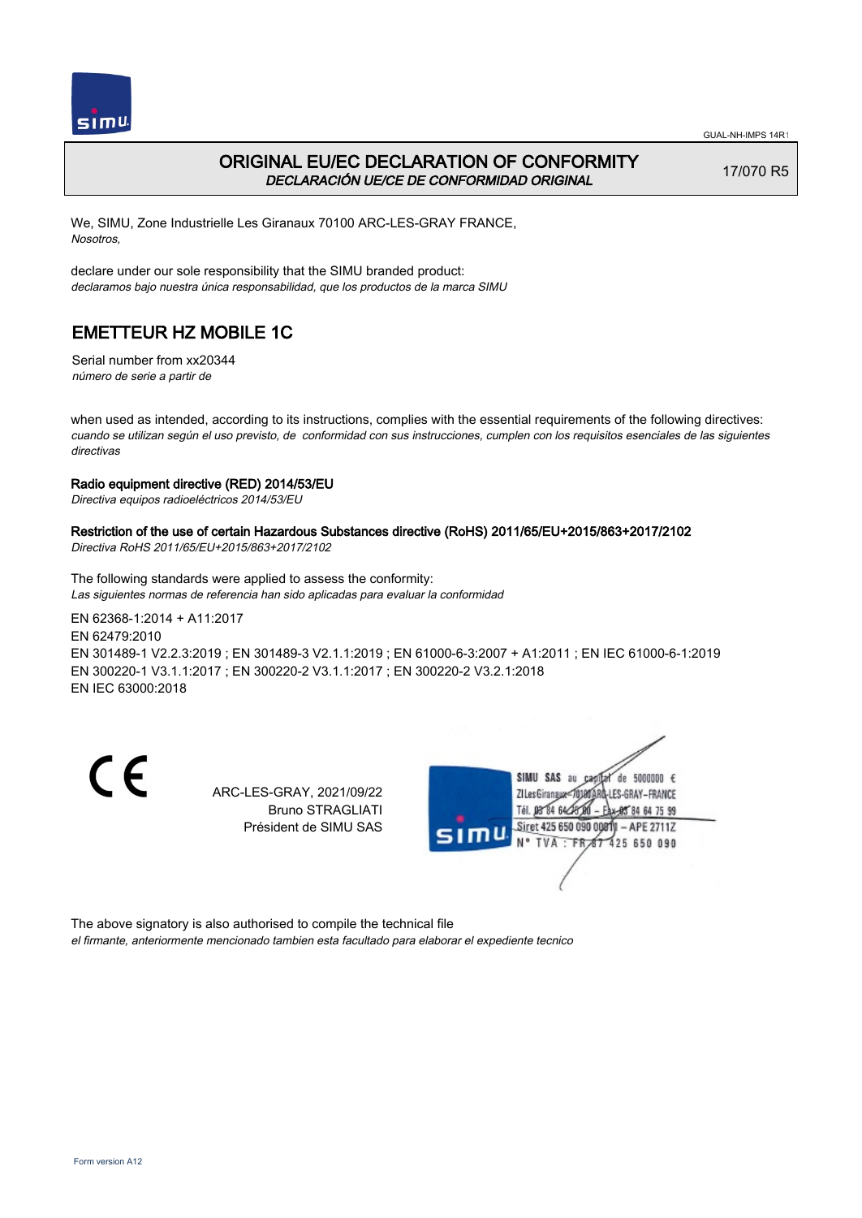GUAL-NH-IMPS 14R1

# ORIGINAL EU/EC DECLARATION OF CONFORMITY

*DECLARACIÓN UE/CE DE CONFORMIDAD ORIGINAL*

17/070 R5

We, SIMU, Zone Industrielle Les Giranaux 70100 ARC-LES-GRAY FRANCE,
*Nosotros,*

declare under our sole responsibility that the SIMU branded product:
*declaramos bajo nuestra única responsabilidad, que los productos de la marca SIMU*

## EMETTEUR HZ MOBILE 1C

Serial number from xx20344
*número de serie a partir de*

when used as intended, according to its instructions, complies with the essential requirements of the following directives:
*cuando se utilizan según el uso previsto, de conformidad con sus instrucciones, cumplen con los requisitos esenciales de las siguientes directivas*

**Radio equipment directive (RED) 2014/53/EU**
*Directiva equipos radioeléctricos 2014/53/EU*

**Restriction of the use of certain Hazardous Substances directive (RoHS) 2011/65/EU+2015/863+2017/2102**
*Directiva RoHS 2011/65/EU+2015/863+2017/2102*

The following standards were applied to assess the conformity:
*Las siguientes normas de referencia han sido aplicadas para evaluar la conformidad*

EN 62368-1:2014 + A11:2017
EN 62479:2010
EN 301489-1 V2.2.3:2019 ; EN 301489-3 V2.1.1:2019 ; EN 61000-6-3:2007 + A1:2011 ; EN IEC 61000-6-1:2019
EN 300220-1 V3.1.1:2017 ; EN 300220-2 V3.1.1:2017 ; EN 300220-2 V3.2.1:2018
EN IEC 63000:2018

CE

ARC-LES-GRAY, 2021/09/22
Bruno STRAGLIATI
Président de SIMU SAS

SIMU SAS au capital de 5000000 €
ZI Les Giranaux 70100 ARC-LES-GRAY-FRANCE
Tél. 03 84 64 75 00 – Fax 03 84 64 75 99
Siret 425 650 090 00011 – APE 2711Z
N° TVA : FR 87 425 650 090

The above signatory is also authorised to compile the technical file
*el firmante, anteriormente mencionado tambien esta facultado para elaborar el expediente tecnico*

Form version A12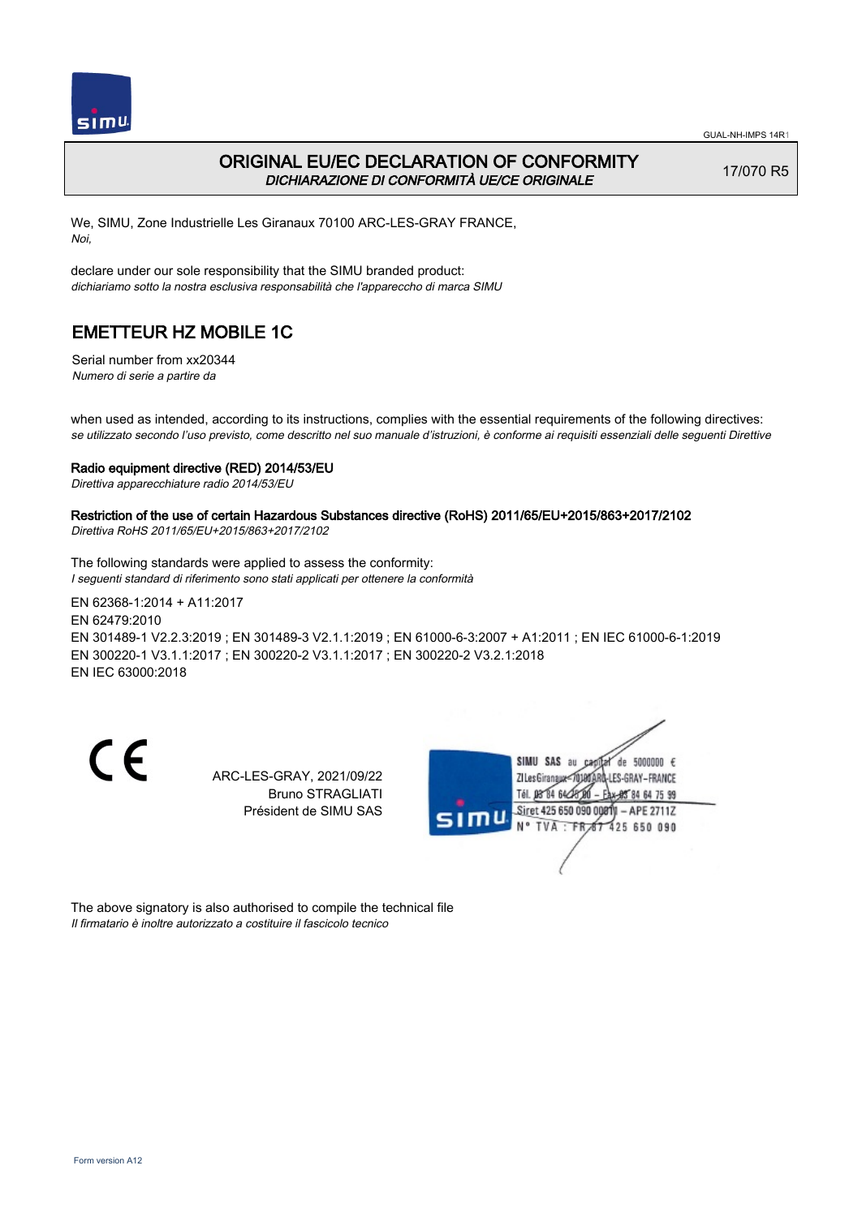GUAL-NH-IMPS 14R1

# ORIGINAL EU/EC DECLARATION OF CONFORMITY

*DICHIARAZIONE DI CONFORMITÀ UE/CE ORIGINALE*

17/070 R5

We, SIMU, Zone Industrielle Les Giranaux 70100 ARC-LES-GRAY FRANCE,
*Noi,*

declare under our sole responsibility that the SIMU branded product:
*dichiariamo sotto la nostra esclusiva responsabilità che l'apparecchio di marca SIMU*

## EMETTEUR HZ MOBILE 1C

Serial number from xx20344
*Numero di serie a partire da*

when used as intended, according to its instructions, complies with the essential requirements of the following directives:
*se utilizzato secondo l'uso previsto, come descritto nel suo manuale d'istruzioni, è conforme ai requisiti essenziali delle seguenti Direttive*

**Radio equipment directive (RED) 2014/53/EU**
*Direttiva apparecchiature radio 2014/53/EU*

**Restriction of the use of certain Hazardous Substances directive (RoHS) 2011/65/EU+2015/863+2017/2102**
*Direttiva RoHS 2011/65/EU+2015/863+2017/2102*

The following standards were applied to assess the conformity:
*I seguenti standard di riferimento sono stati applicati per ottenere la conformità*

EN 62368-1:2014 + A11:2017
EN 62479:2010
EN 301489-1 V2.2.3:2019 ; EN 301489-3 V2.1.1:2019 ; EN 61000-6-3:2007 + A1:2011 ; EN IEC 61000-6-1:2019
EN 300220-1 V3.1.1:2017 ; EN 300220-2 V3.1.1:2017 ; EN 300220-2 V3.2.1:2018
EN IEC 63000:2018

ARC-LES-GRAY, 2021/09/22
Bruno STRAGLIATI
Président de SIMU SAS

SIMU SAS au capital de 5000000 €
ZI Les Giranaux 70100 ARC-LES-GRAY-FRANCE
Tél. 03 84 64 75 00 – Fax 03 84 64 75 99
Siret 425 650 090 00011 – APE 2711Z
N° TVA : FR 87 425 650 090

The above signatory is also authorised to compile the technical file
*Il firmatario è inoltre autorizzato a costituire il fascicolo tecnico*

Form version A12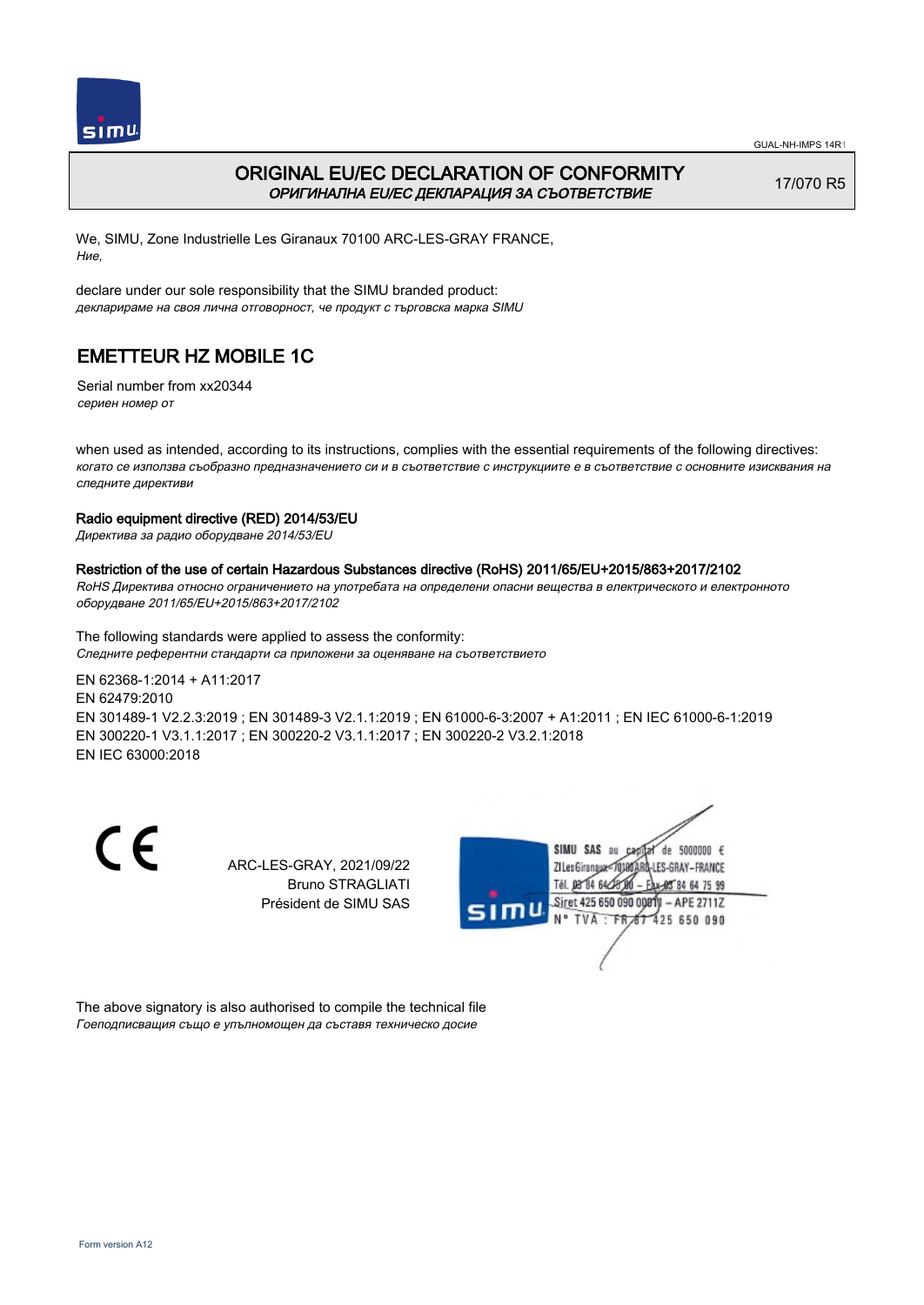GUAL-NH-IMPS 14R1

# ORIGINAL EU/EC DECLARATION OF CONFORMITY

*ОРИГИНАЛНА EU/EC ДЕКЛАРАЦИЯ ЗА СЪОТВЕТСТВИЕ*

17/070 R5

We, SIMU, Zone Industrielle Les Giranaux 70100 ARC-LES-GRAY FRANCE,
*Ние,*

declare under our sole responsibility that the SIMU branded product:
*декларираме на своя лична отговорност, че продукт с търговска марка SIMU*

## EMETTEUR HZ MOBILE 1C

Serial number from xx20344
*сериен номер от*

when used as intended, according to its instructions, complies with the essential requirements of the following directives:
*когато се използва съобразно предназначението си и в съответствие с инструкциите е в съответствие с основните изисквания на следните директиви*

**Radio equipment directive (RED) 2014/53/EU**
*Директива за радио оборудване 2014/53/EU*

**Restriction of the use of certain Hazardous Substances directive (RoHS) 2011/65/EU+2015/863+2017/2102**
*RoHS Директива относно ограничението на употребата на определени опасни вещества в електрическото и електронното оборудване 2011/65/EU+2015/863+2017/2102*

The following standards were applied to assess the conformity:
*Следните референтни стандарти са приложени за оценяване на съответствието*

EN 62368-1:2014 + A11:2017
EN 62479:2010
EN 301489-1 V2.2.3:2019 ; EN 301489-3 V2.1.1:2019 ; EN 61000-6-3:2007 + A1:2011 ; EN IEC 61000-6-1:2019
EN 300220-1 V3.1.1:2017 ; EN 300220-2 V3.1.1:2017 ; EN 300220-2 V3.2.1:2018
EN IEC 63000:2018

CE

ARC-LES-GRAY, 2021/09/22
Bruno STRAGLIATI
Président de SIMU SAS

SIMU SAS au capital de 5000000 €
ZI Les Giranaux 70100 ARC-LES-GRAY-FRANCE
Tél. 03 84 64 75 00 – Fax 03 84 64 75 99
Siret 425 650 090 00011 – APE 2711Z
N° TVA : FR 67 425 650 090

The above signatory is also authorised to compile the technical file
*Гоеподписващия също е упълномощен да съставя техническо досие*

Form version A12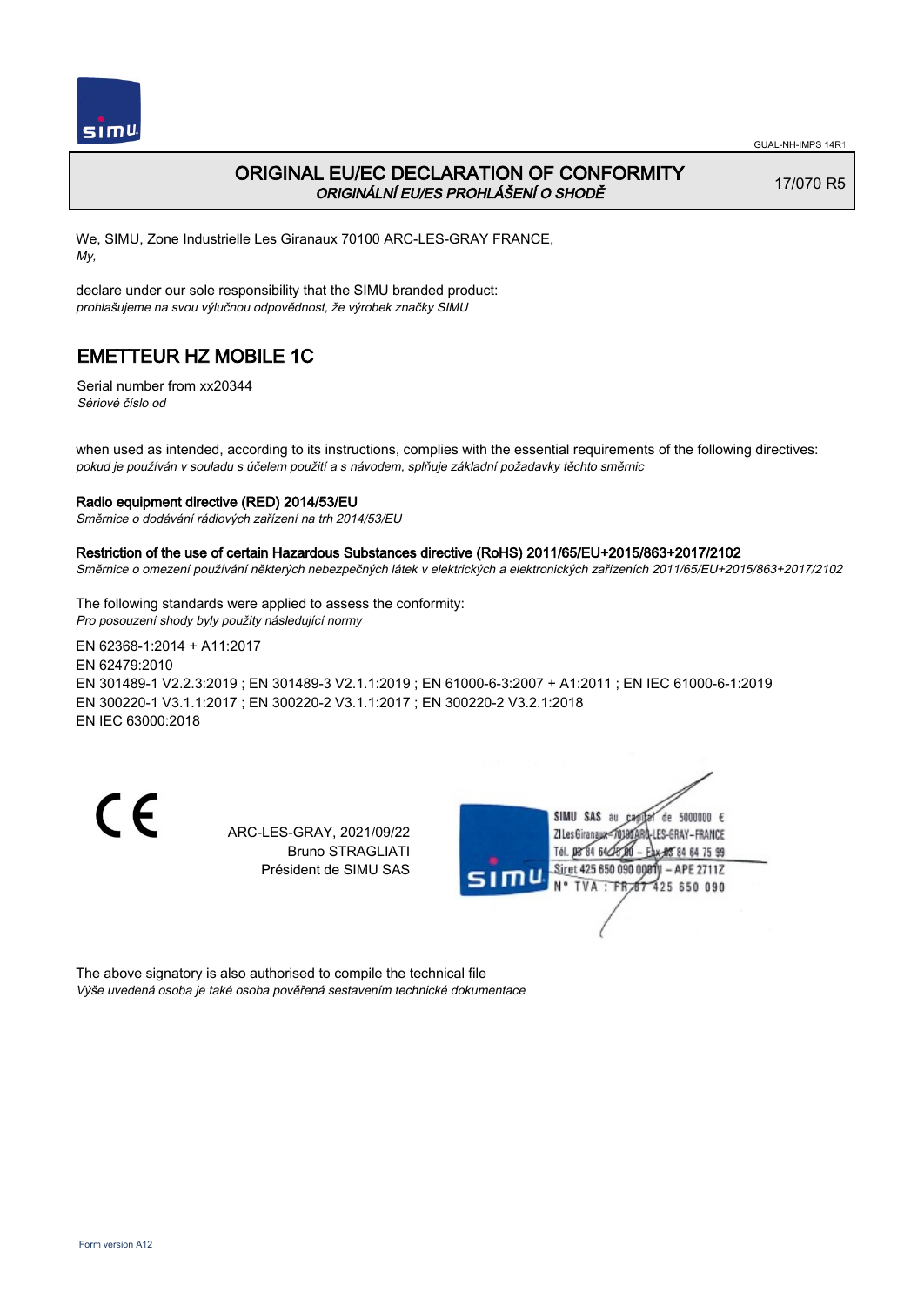GUAL-NH-IMPS 14R1

# ORIGINAL EU/EC DECLARATION OF CONFORMITY
*ORIGINÁLNÍ EU/ES PROHLÁŠENÍ O SHODĚ*

17/070 R5

We, SIMU, Zone Industrielle Les Giranaux 70100 ARC-LES-GRAY FRANCE,
*My,*

declare under our sole responsibility that the SIMU branded product:
*prohlašujeme na svou výlučnou odpovědnost, že výrobek značky SIMU*

## EMETTEUR HZ MOBILE 1C

Serial number from xx20344
*Sériové číslo od*

when used as intended, according to its instructions, complies with the essential requirements of the following directives:
*pokud je používán v souladu s účelem použití a s návodem, splňuje základní požadavky těchto směrnic*

**Radio equipment directive (RED) 2014/53/EU**
*Směrnice o dodávání rádiových zařízení na trh 2014/53/EU*

**Restriction of the use of certain Hazardous Substances directive (RoHS) 2011/65/EU+2015/863+2017/2102**
*Směrnice o omezení používání některých nebezpečných látek v elektrických a elektronických zařízeních 2011/65/EU+2015/863+2017/2102*

The following standards were applied to assess the conformity:
*Pro posouzení shody byly použity následující normy*

EN 62368-1:2014 + A11:2017
EN 62479:2010
EN 301489-1 V2.2.3:2019 ; EN 301489-3 V2.1.1:2019 ; EN 61000-6-3:2007 + A1:2011 ; EN IEC 61000-6-1:2019
EN 300220-1 V3.1.1:2017 ; EN 300220-2 V3.1.1:2017 ; EN 300220-2 V3.2.1:2018
EN IEC 63000:2018

CE

ARC-LES-GRAY, 2021/09/22
Bruno STRAGLIATI
Président de SIMU SAS

SIMU SAS au capital de 5000000 €
ZI Les Giranaux 70100 ARC-LES-GRAY-FRANCE
Tél. 03 84 64 75 00 – Fax 03 84 64 75 99
Siret 425 650 090 00011 – APE 2711Z
N° TVA : FR87 425 650 090

The above signatory is also authorised to compile the technical file
*Výše uvedená osoba je také osoba pověřená sestavením technické dokumentace*

Form version A12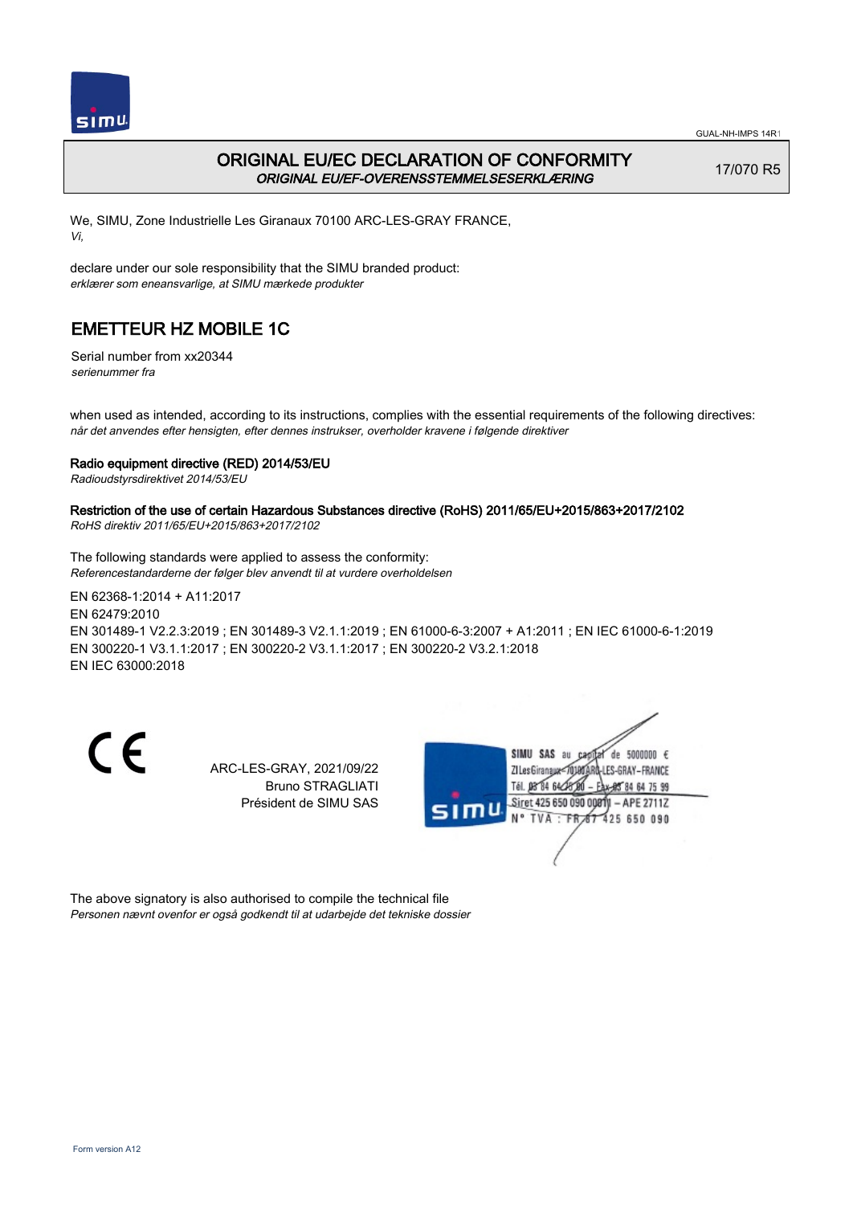GUAL-NH-IMPS 14R1

# ORIGINAL EU/EC DECLARATION OF CONFORMITY

***ORIGINAL EU/EF-OVERENSSTEMMELSESERKLÆRING***

17/070 R5

We, SIMU, Zone Industrielle Les Giranaux 70100 ARC-LES-GRAY FRANCE,
*Vi,*

declare under our sole responsibility that the SIMU branded product:
*erklærer som eneansvarlige, at SIMU mærkede produkter*

## EMETTEUR HZ MOBILE 1C

Serial number from xx20344
*serienummer fra*

when used as intended, according to its instructions, complies with the essential requirements of the following directives:
*når det anvendes efter hensigten, efter dennes instrukser, overholder kravene i følgende direktiver*

**Radio equipment directive (RED) 2014/53/EU**
*Radioudstyrsdirektivet 2014/53/EU*

**Restriction of the use of certain Hazardous Substances directive (RoHS) 2011/65/EU+2015/863+2017/2102**
*RoHS direktiv 2011/65/EU+2015/863+2017/2102*

The following standards were applied to assess the conformity:
*Referencestandarderne der følger blev anvendt til at vurdere overholdelsen*

EN 62368-1:2014 + A11:2017
EN 62479:2010
EN 301489-1 V2.2.3:2019 ; EN 301489-3 V2.1.1:2019 ; EN 61000-6-3:2007 + A1:2011 ; EN IEC 61000-6-1:2019
EN 300220-1 V3.1.1:2017 ; EN 300220-2 V3.1.1:2017 ; EN 300220-2 V3.2.1:2018
EN IEC 63000:2018

CE

ARC-LES-GRAY, 2021/09/22
Bruno STRAGLIATI
Président de SIMU SAS

SIMU SAS au capital de 5000000 €
ZI Les Giranaux 70100 ARC-LES-GRAY-FRANCE
Tél. 03 84 64 75 00 – Fax 03 84 64 75 99
Siret 425 650 090 00011 – APE 2711Z
N° TVA : FR 87 425 650 090

The above signatory is also authorised to compile the technical file
*Personen nævnt ovenfor er også godkendt til at udarbejde det tekniske dossier*

Form version A12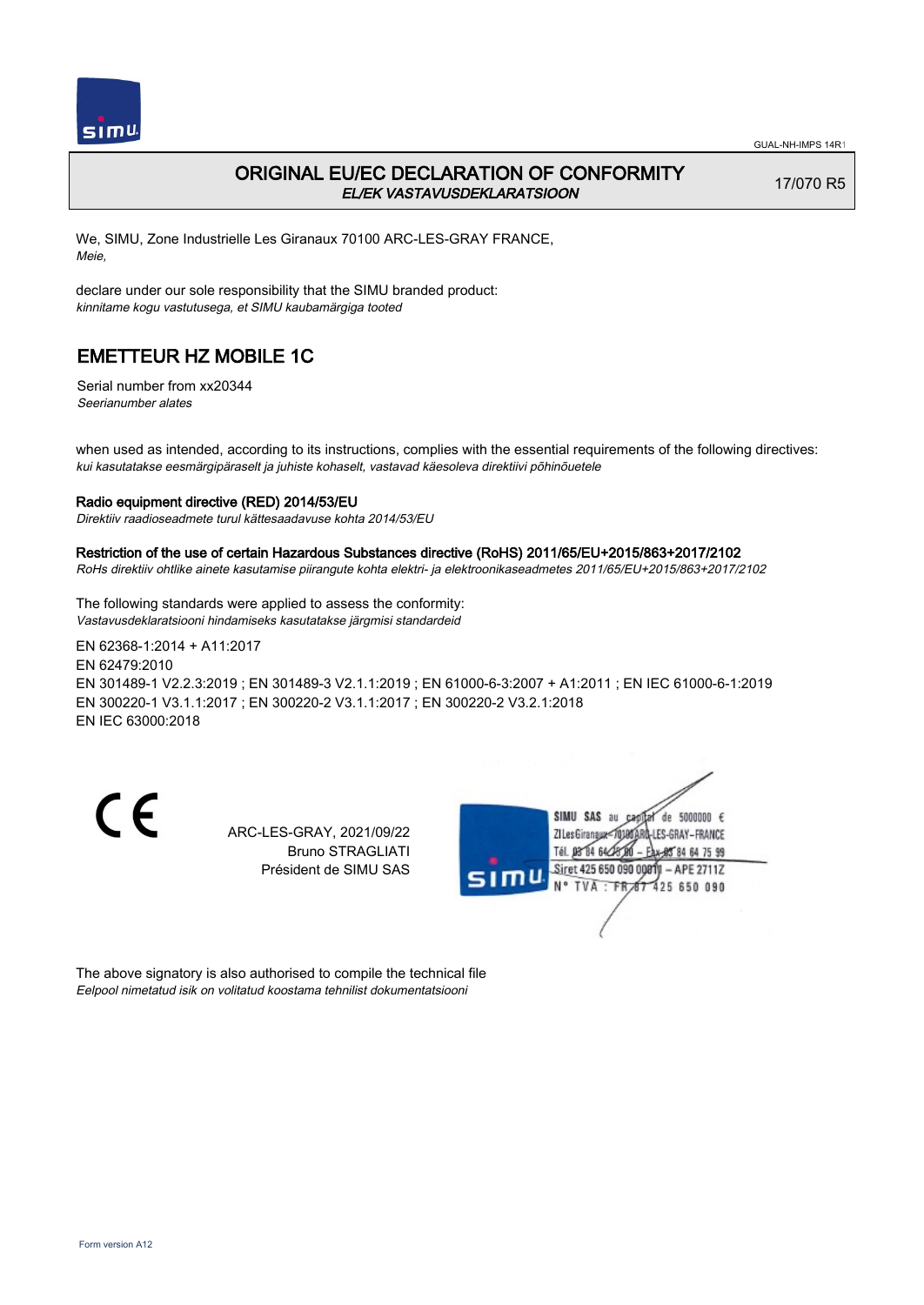GUAL-NH-IMPS 14R1

# ORIGINAL EU/EC DECLARATION OF CONFORMITY

*EL/EK VASTAVUSDEKLARATSIOON*

17/070 R5

We, SIMU, Zone Industrielle Les Giranaux 70100 ARC-LES-GRAY FRANCE,
*Meie,*

declare under our sole responsibility that the SIMU branded product:
*kinnitame kogu vastutusega, et SIMU kaubamärgiga tooted*

## EMETTEUR HZ MOBILE 1C

Serial number from xx20344
*Seerianumber alates*

when used as intended, according to its instructions, complies with the essential requirements of the following directives:
*kui kasutatakse eesmärgipäraselt ja juhiste kohaselt, vastavad käesoleva direktiivi põhinõuetele*

**Radio equipment directive (RED) 2014/53/EU**
*Direktiiv raadioseadmete turul kättesaadavuse kohta 2014/53/EU*

**Restriction of the use of certain Hazardous Substances directive (RoHS) 2011/65/EU+2015/863+2017/2102**
*RoHs direktiiv ohtlike ainete kasutamise piirangute kohta elektri- ja elektroonikaseadmetes 2011/65/EU+2015/863+2017/2102*

The following standards were applied to assess the conformity:
*Vastavusdeklaratsiooni hindamiseks kasutatakse järgmisi standardeid*

EN 62368-1:2014 + A11:2017
EN 62479:2010
EN 301489-1 V2.2.3:2019 ; EN 301489-3 V2.1.1:2019 ; EN 61000-6-3:2007 + A1:2011 ; EN IEC 61000-6-1:2019
EN 300220-1 V3.1.1:2017 ; EN 300220-2 V3.1.1:2017 ; EN 300220-2 V3.2.1:2018
EN IEC 63000:2018

ARC-LES-GRAY, 2021/09/22
Bruno STRAGLIATI
Président de SIMU SAS

SIMU SAS au capital de 5000000 €
ZI Les Giranaux 70100 ARC-LES-GRAY-FRANCE
Tél. 03 84 64 75 00 – Fax 03 84 64 75 99
Siret 425 650 090 00011 – APE 2711Z
N° TVA : FR 87 425 650 090

The above signatory is also authorised to compile the technical file
*Eelpool nimetatud isik on volitatud koostama tehnilist dokumentatsiooni*

Form version A12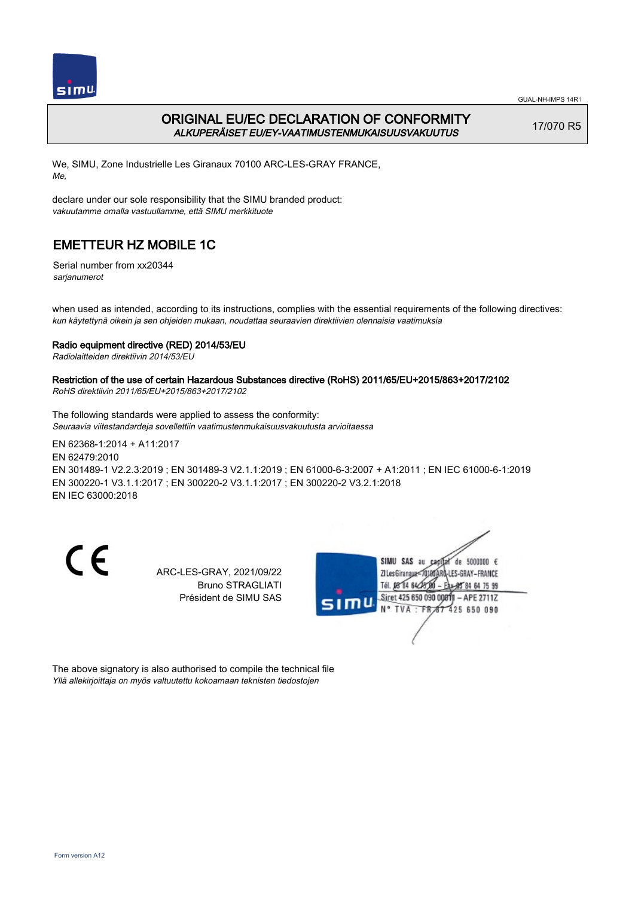GUAL-NH-IMPS 14R1

# ORIGINAL EU/EC DECLARATION OF CONFORMITY
*ALKUPERÄISET EU/EY-VAATIMUSTENMUKAISUUSVAKUUTUS*

17/070 R5

We, SIMU, Zone Industrielle Les Giranaux 70100 ARC-LES-GRAY FRANCE,
*Me,*

declare under our sole responsibility that the SIMU branded product:
*vakuutamme omalla vastuullamme, että SIMU merkkituote*

## EMETTEUR HZ MOBILE 1C

Serial number from xx20344
*sarjanumerot*

when used as intended, according to its instructions, complies with the essential requirements of the following directives:
*kun käytettynä oikein ja sen ohjeiden mukaan, noudattaa seuraavien direktiivien olennaisia vaatimuksia*

**Radio equipment directive (RED) 2014/53/EU**
*Radiolaitteiden direktiivin 2014/53/EU*

**Restriction of the use of certain Hazardous Substances directive (RoHS) 2011/65/EU+2015/863+2017/2102**
*RoHS direktiivin 2011/65/EU+2015/863+2017/2102*

The following standards were applied to assess the conformity:
*Seuraavia viitestandardeja sovellettiin vaatimustenmukaisuusvakuutusta arvioitaessa*

EN 62368-1:2014 + A11:2017
EN 62479:2010
EN 301489-1 V2.2.3:2019 ; EN 301489-3 V2.1.1:2019 ; EN 61000-6-3:2007 + A1:2011 ; EN IEC 61000-6-1:2019
EN 300220-1 V3.1.1:2017 ; EN 300220-2 V3.1.1:2017 ; EN 300220-2 V3.2.1:2018
EN IEC 63000:2018

ARC-LES-GRAY, 2021/09/22
Bruno STRAGLIATI
Président de SIMU SAS

SIMU SAS au capital de 5000000 €
ZI Les Giranaux 70100 ARC-LES-GRAY-FRANCE
Tél. 03 84 64 75 00 – Fax 03 84 64 75 99
Siret 425 650 090 00011 – APE 2711Z
N° TVA : FR 87 425 650 090

The above signatory is also authorised to compile the technical file
*Yllä allekirjoittaja on myös valtuutettu kokoamaan teknisten tiedostojen*

Form version A12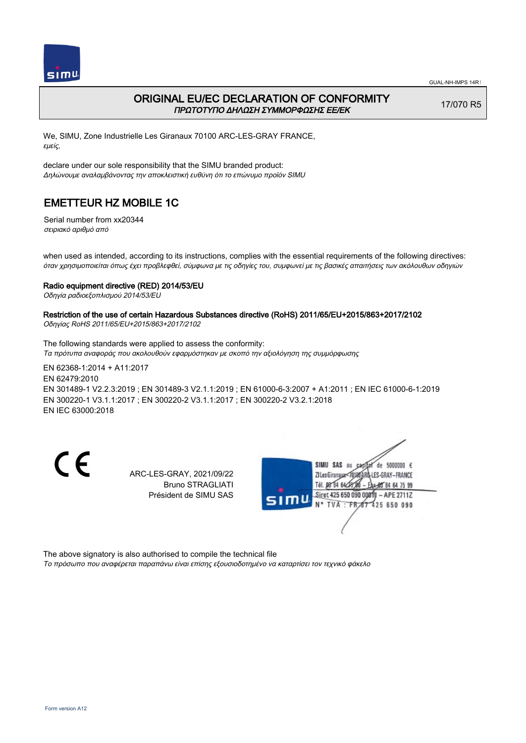# ORIGINAL EU/EC DECLARATION OF CONFORMITY
*ΠΡΩΤΟΤΥΠΟ ΔΗΛΩΣΗ ΣΥΜΜΟΡΦΩΣΗΣ ΕΕ/ΕΚ*

17/070 R5

We, SIMU, Zone Industrielle Les Giranaux 70100 ARC-LES-GRAY FRANCE,
*εμείς,*

declare under our sole responsibility that the SIMU branded product:
*Δηλώνουμε αναλαμβάνοντας την αποκλειστική ευθύνη ότι το επώνυμο προϊόν SIMU*

## EMETTEUR HZ MOBILE 1C

Serial number from xx20344
*σειριακό αριθμό από*

when used as intended, according to its instructions, complies with the essential requirements of the following directives:
*όταν χρησιμοποιείται όπως έχει προβλεφθεί, σύμφωνα με τις οδηγίες του, συμφωνεί με τις βασικές απαιτήσεις των ακόλουθων οδηγιών*

**Radio equipment directive (RED) 2014/53/EU**
*Οδηγία ραδιοεξοπλισμού 2014/53/EU*

**Restriction of the use of certain Hazardous Substances directive (RoHS) 2011/65/EU+2015/863+2017/2102**
*Οδηγίας RoHS 2011/65/EU+2015/863+2017/2102*

The following standards were applied to assess the conformity:
*Τα πρότυπα αναφοράς που ακολουθούν εφαρμόστηκαν με σκοπό την αξιολόγηση της συμμόρφωσης*

EN 62368-1:2014 + A11:2017
EN 62479:2010
EN 301489-1 V2.2.3:2019 ; EN 301489-3 V2.1.1:2019 ; EN 61000-6-3:2007 + A1:2011 ; EN IEC 61000-6-1:2019
EN 300220-1 V3.1.1:2017 ; EN 300220-2 V3.1.1:2017 ; EN 300220-2 V3.2.1:2018
EN IEC 63000:2018

CE

ARC-LES-GRAY, 2021/09/22
Bruno STRAGLIATI
Président de SIMU SAS

SIMU SAS au capital de 5000000 €
ZI Les Giranaux 70100 ARC-LES-GRAY-FRANCE
Tél. 03 84 64 75 00 – Fax 03 84 64 75 99
Siret 425 650 090 00011 – APE 2711Z
N° TVA : FR 87 425 650 090

The above signatory is also authorised to compile the technical file
*Το πρόσωπο που αναφέρεται παραπάνω είναι επίσης εξουσιοδοτημένο να καταρτίσει τον τεχνικό φάκελο*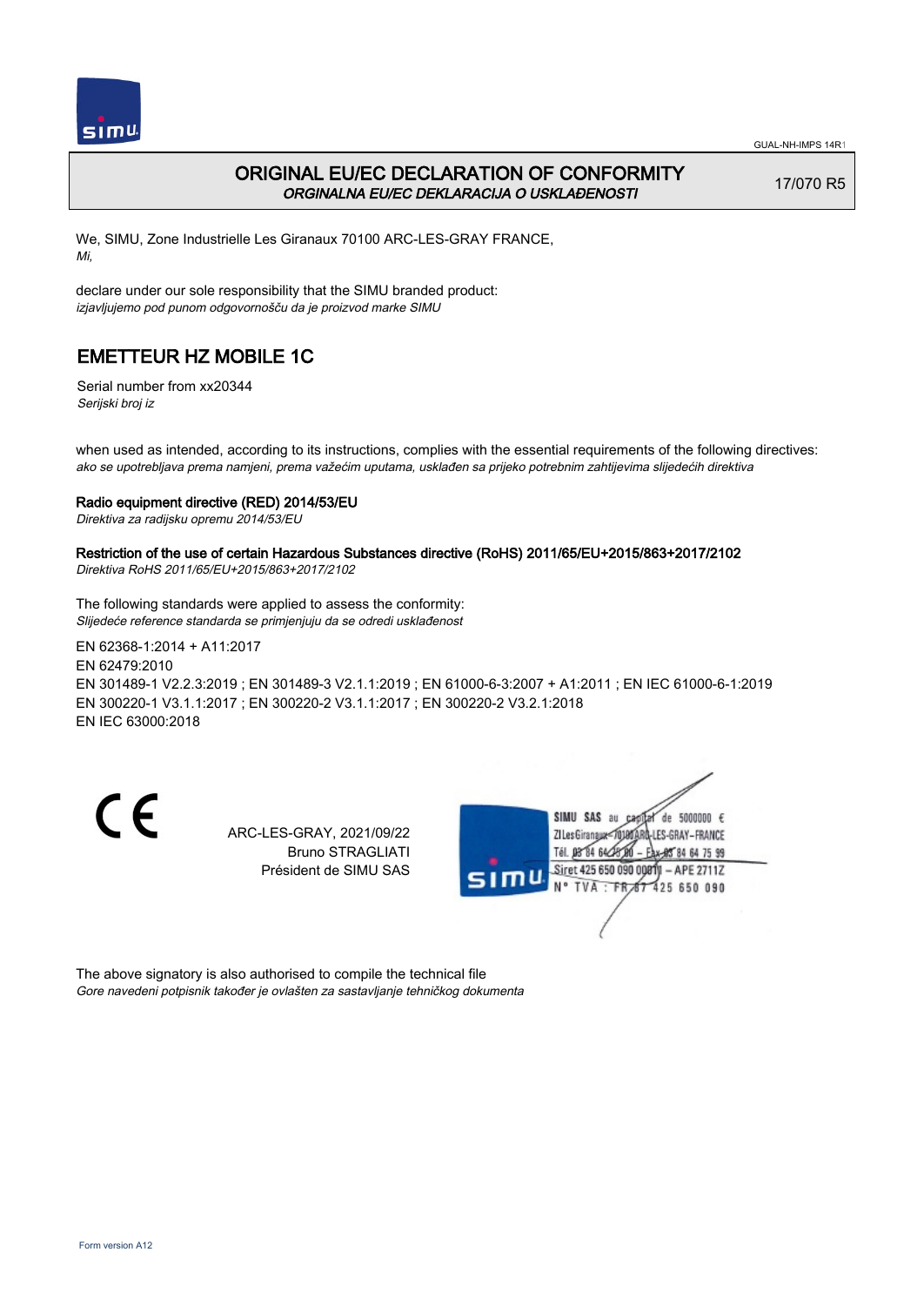# ORIGINAL EU/EC DECLARATION OF CONFORMITY

*ORGINALNA EU/EC DEKLARACIJA O USKLAĐENOSTI*

17/070 R5

We, SIMU, Zone Industrielle Les Giranaux 70100 ARC-LES-GRAY FRANCE,
*Mi,*

declare under our sole responsibility that the SIMU branded product:
*izjavljujemo pod punom odgovornošču da je proizvod marke SIMU*

## EMETTEUR HZ MOBILE 1C

Serial number from xx20344
*Serijski broj iz*

when used as intended, according to its instructions, complies with the essential requirements of the following directives:
*ako se upotrebljava prema namjeni, prema važećim uputama, usklađen sa prijeko potrebnim zahtijevima slijedećih direktiva*

**Radio equipment directive (RED) 2014/53/EU**
*Direktiva za radijsku opremu 2014/53/EU*

**Restriction of the use of certain Hazardous Substances directive (RoHS) 2011/65/EU+2015/863+2017/2102**
*Direktiva RoHS 2011/65/EU+2015/863+2017/2102*

The following standards were applied to assess the conformity:
*Slijedeće reference standarda se primjenjuju da se odredi usklađenost*

EN 62368-1:2014 + A11:2017
EN 62479:2010
EN 301489-1 V2.2.3:2019 ; EN 301489-3 V2.1.1:2019 ; EN 61000-6-3:2007 + A1:2011 ; EN IEC 61000-6-1:2019
EN 300220-1 V3.1.1:2017 ; EN 300220-2 V3.1.1:2017 ; EN 300220-2 V3.2.1:2018
EN IEC 63000:2018

CE

ARC-LES-GRAY, 2021/09/22
Bruno STRAGLIATI
Président de SIMU SAS

SIMU SAS au capital de 5000000 €
ZI Les Giranaux 70100 ARC-LES-GRAY-FRANCE
Tél. 03 84 64 75 00 – Fax 03 84 64 75 99
Siret 425 650 090 00011 – APE 2711Z
N° TVA : FR 87 425 650 090

The above signatory is also authorised to compile the technical file
*Gore navedeni potpisnik također je ovlašten za sastavljanje tehničkog dokumenta*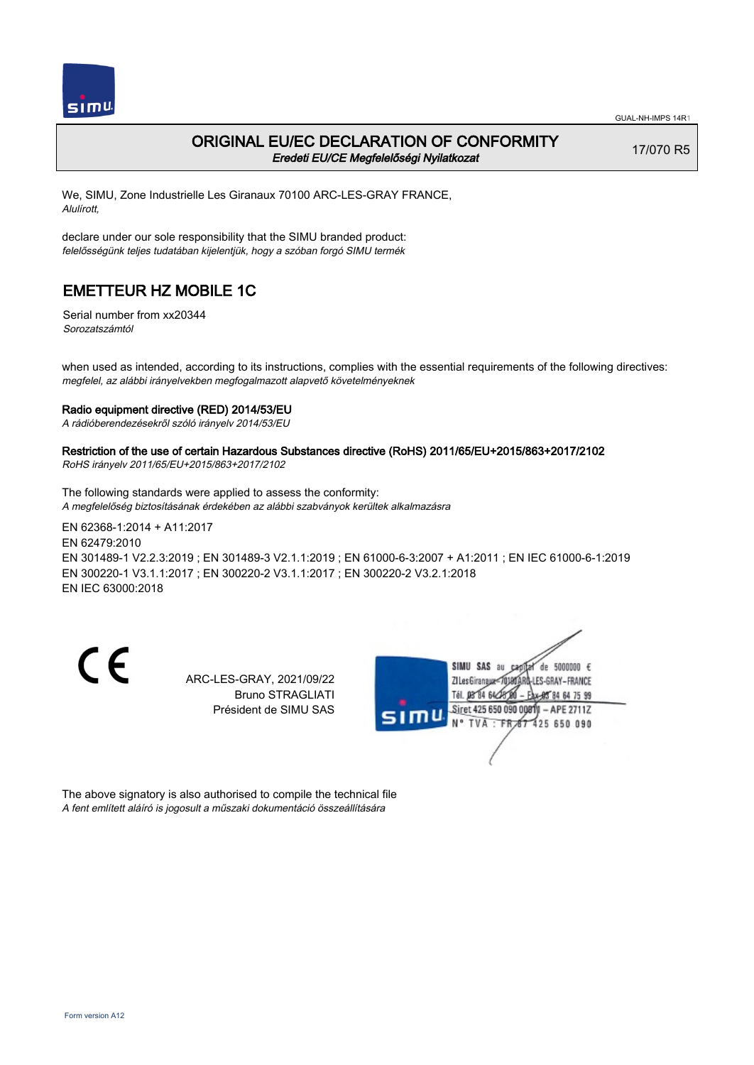# ORIGINAL EU/EC DECLARATION OF CONFORMITY

*Eredeti EU/CE Megfelelőségi Nyilatkozat*

17/070 R5

We, SIMU, Zone Industrielle Les Giranaux 70100 ARC-LES-GRAY FRANCE,
*Alulírott,*

declare under our sole responsibility that the SIMU branded product:
*felelősségünk teljes tudatában kijelentjük, hogy a szóban forgó SIMU termék*

## EMETTEUR HZ MOBILE 1C

Serial number from xx20344
*Sorozatszámtól*

when used as intended, according to its instructions, complies with the essential requirements of the following directives:
*megfelel, az alábbi irányelvekben megfogalmazott alapvető követelményeknek*

**Radio equipment directive (RED) 2014/53/EU**
*A rádióberendezésekről szóló irányelv 2014/53/EU*

**Restriction of the use of certain Hazardous Substances directive (RoHS) 2011/65/EU+2015/863+2017/2102**
*RoHS irányelv 2011/65/EU+2015/863+2017/2102*

The following standards were applied to assess the conformity:
*A megfelelőség biztosításának érdekében az alábbi szabványok kerültek alkalmazásra*

EN 62368-1:2014 + A11:2017
EN 62479:2010
EN 301489-1 V2.2.3:2019 ; EN 301489-3 V2.1.1:2019 ; EN 61000-6-3:2007 + A1:2011 ; EN IEC 61000-6-1:2019
EN 300220-1 V3.1.1:2017 ; EN 300220-2 V3.1.1:2017 ; EN 300220-2 V3.2.1:2018
EN IEC 63000:2018

CE

ARC-LES-GRAY, 2021/09/22
Bruno STRAGLIATI
Président de SIMU SAS

SIMU SAS au capital de 5000000 €
ZI Les Giranaux 70100 ARC-LES-GRAY-FRANCE
Tél. 03 84 64 75 00 – Fax 03 84 64 75 99
Siret 425 650 090 00011 – APE 2711Z
N° TVA : FR 87 425 650 090

The above signatory is also authorised to compile the technical file
*A fent említett aláíró is jogosult a műszaki dokumentáció összeállítására*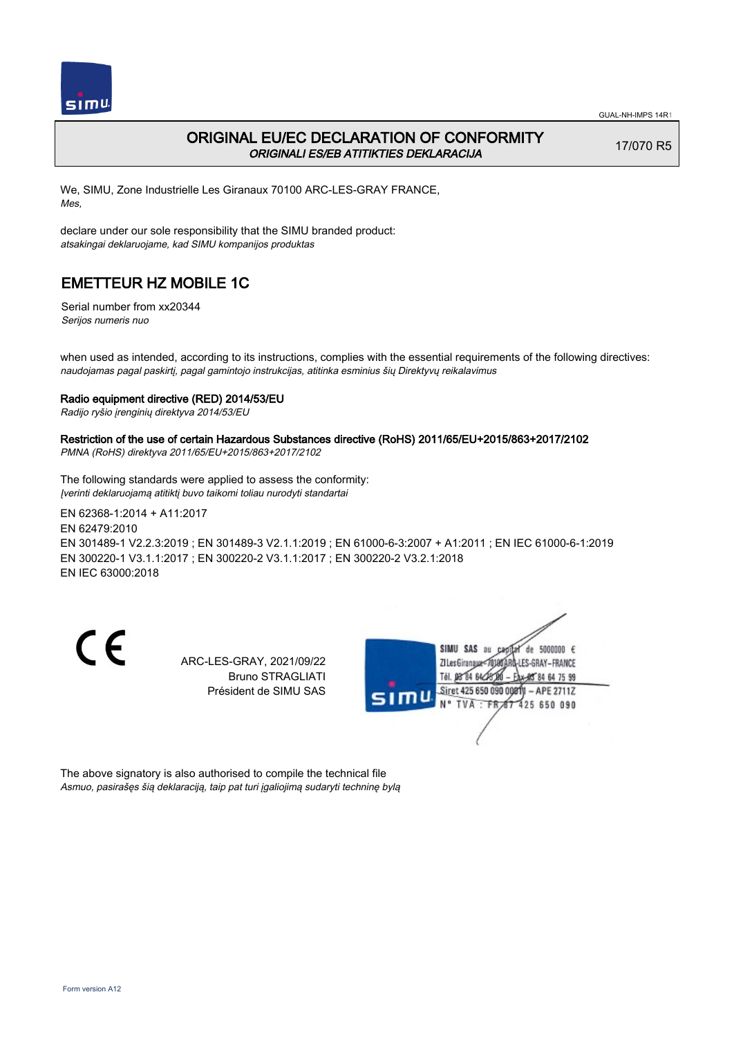# ORIGINAL EU/EC DECLARATION OF CONFORMITY

*ORIGINALI ES/EB ATITIKTIES DEKLARACIJA*

17/070 R5

We, SIMU, Zone Industrielle Les Giranaux 70100 ARC-LES-GRAY FRANCE,
*Mes,*

declare under our sole responsibility that the SIMU branded product:
*atsakingai deklaruojame, kad SIMU kompanijos produktas*

## EMETTEUR HZ MOBILE 1C

Serial number from xx20344
*Serijos numeris nuo*

when used as intended, according to its instructions, complies with the essential requirements of the following directives:
*naudojamas pagal paskirtį, pagal gamintojo instrukcijas, atitinka esminius šių Direktyvų reikalavimus*

**Radio equipment directive (RED) 2014/53/EU**
*Radijo ryšio įrenginių direktyva 2014/53/EU*

**Restriction of the use of certain Hazardous Substances directive (RoHS) 2011/65/EU+2015/863+2017/2102**
*PMNA (RoHS) direktyva 2011/65/EU+2015/863+2017/2102*

The following standards were applied to assess the conformity:
*Įverinti deklaruojamą atitiktį buvo taikomi toliau nurodyti standartai*

EN 62368-1:2014 + A11:2017
EN 62479:2010
EN 301489-1 V2.2.3:2019 ; EN 301489-3 V2.1.1:2019 ; EN 61000-6-3:2007 + A1:2011 ; EN IEC 61000-6-1:2019
EN 300220-1 V3.1.1:2017 ; EN 300220-2 V3.1.1:2017 ; EN 300220-2 V3.2.1:2018
EN IEC 63000:2018

CE

ARC-LES-GRAY, 2021/09/22
Bruno STRAGLIATI
Président de SIMU SAS

SIMU SAS au capital de 5000000 €
ZI Les Giranaux 70100 ARC-LES-GRAY-FRANCE
Tél. 03 84 64 75 00 – Fax 03 84 64 75 99
Siret 425 650 090 00011 – APE 2711Z
N° TVA : FR 87 425 650 090

The above signatory is also authorised to compile the technical file
*Asmuo, pasirašęs šią deklaraciją, taip pat turi įgaliojimą sudaryti techninę bylą*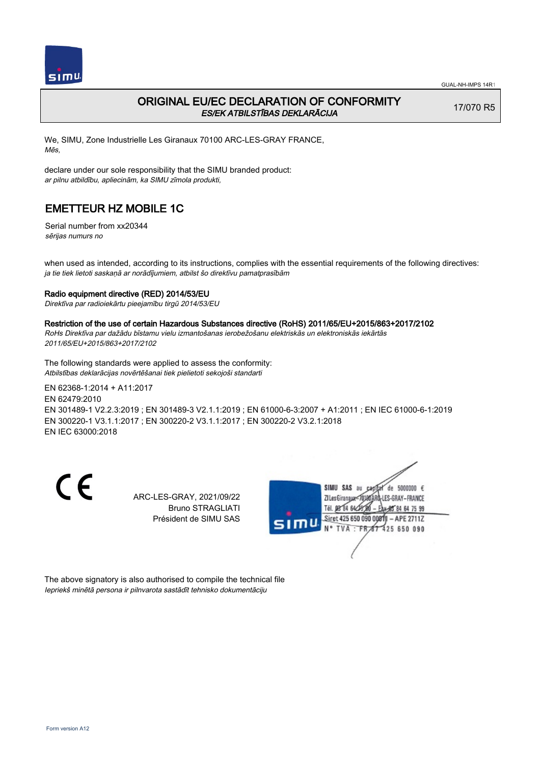GUAL-NH-IMPS 14R1

# ORIGINAL EU/EC DECLARATION OF CONFORMITY

*ES/EK ATBILSTĪBAS DEKLARĀCIJA*

17/070 R5

We, SIMU, Zone Industrielle Les Giranaux 70100 ARC-LES-GRAY FRANCE,
*Mēs,*

declare under our sole responsibility that the SIMU branded product:
*ar pilnu atbildību, apliecinām, ka SIMU zīmola produkti,*

## EMETTEUR HZ MOBILE 1C

Serial number from xx20344
*sērijas numurs no*

when used as intended, according to its instructions, complies with the essential requirements of the following directives:
*ja tie tiek lietoti saskaņā ar norādījumiem, atbilst šo direktīvu pamatprasībām*

**Radio equipment directive (RED) 2014/53/EU**
*Direktīva par radioiekārtu pieejamību tirgū 2014/53/EU*

**Restriction of the use of certain Hazardous Substances directive (RoHS) 2011/65/EU+2015/863+2017/2102**
*RoHs Direktīva par dažādu bīstamu vielu izmantošanas ierobežošanu elektriskās un elektroniskās iekārtās 2011/65/EU+2015/863+2017/2102*

The following standards were applied to assess the conformity:
*Atbilstības deklarācijas novērtēšanai tiek pielietoti sekojoši standarti*

EN 62368-1:2014 + A11:2017
EN 62479:2010
EN 301489-1 V2.2.3:2019 ; EN 301489-3 V2.1.1:2019 ; EN 61000-6-3:2007 + A1:2011 ; EN IEC 61000-6-1:2019
EN 300220-1 V3.1.1:2017 ; EN 300220-2 V3.1.1:2017 ; EN 300220-2 V3.2.1:2018
EN IEC 63000:2018

ARC-LES-GRAY, 2021/09/22
Bruno STRAGLIATI
Président de SIMU SAS

SIMU SAS au capital de 5000000 €
ZI Les Giranaux 70100 ARC-LES-GRAY – FRANCE
Tél. 03 84 64 75 00 – Fax 03 84 64 75 99
Siret 425 650 090 00011 – APE 2711Z
N° TVA : FR 87 425 650 090

The above signatory is also authorised to compile the technical file
*Iepriekš minētā persona ir pilnvarota sastādīt tehnisko dokumentāciju*

Form version A12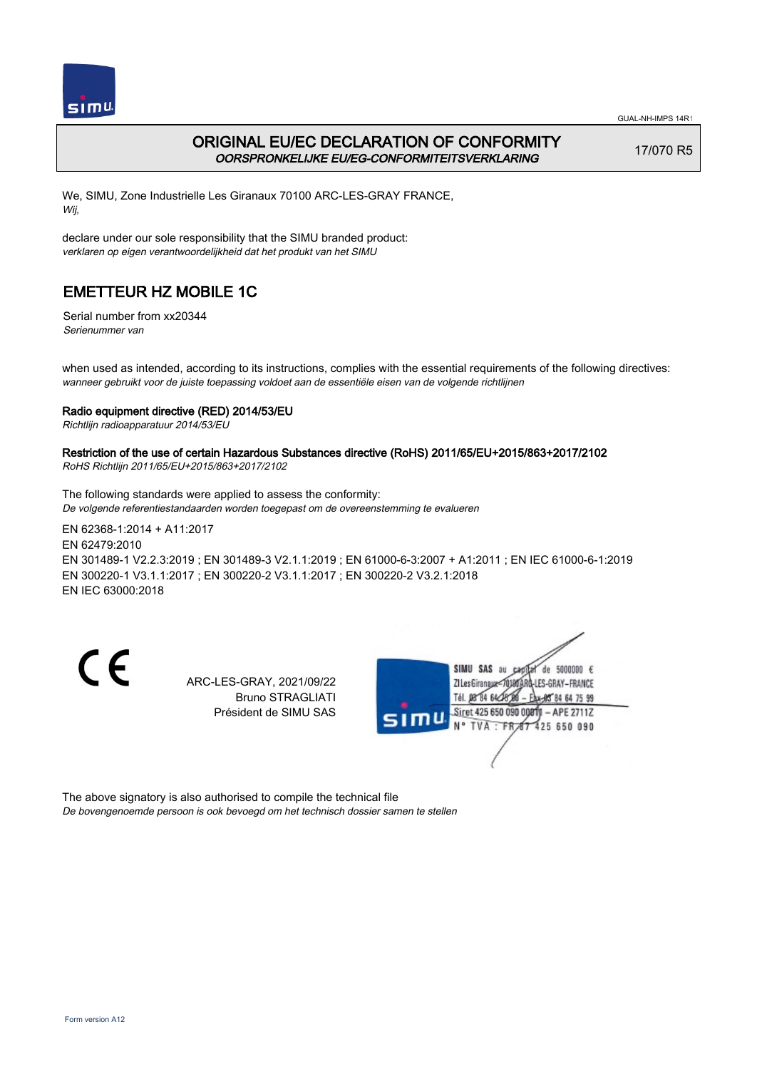# ORIGINAL EU/EC DECLARATION OF CONFORMITY

*OORSPRONKELIJKE EU/EG-CONFORMITEITSVERKLARING*

17/070 R5

We, SIMU, Zone Industrielle Les Giranaux 70100 ARC-LES-GRAY FRANCE,
*Wij,*

declare under our sole responsibility that the SIMU branded product:
*verklaren op eigen verantwoordelijkheid dat het produkt van het SIMU*

## EMETTEUR HZ MOBILE 1C

Serial number from xx20344
*Serienummer van*

when used as intended, according to its instructions, complies with the essential requirements of the following directives:
*wanneer gebruikt voor de juiste toepassing voldoet aan de essentiële eisen van de volgende richtlijnen*

**Radio equipment directive (RED) 2014/53/EU**
*Richtlijn radioapparatuur 2014/53/EU*

**Restriction of the use of certain Hazardous Substances directive (RoHS) 2011/65/EU+2015/863+2017/2102**
*RoHS Richtlijn 2011/65/EU+2015/863+2017/2102*

The following standards were applied to assess the conformity:
*De volgende referentiestandaarden worden toegepast om de overeenstemming te evalueren*

EN 62368-1:2014 + A11:2017
EN 62479:2010
EN 301489-1 V2.2.3:2019 ; EN 301489-3 V2.1.1:2019 ; EN 61000-6-3:2007 + A1:2011 ; EN IEC 61000-6-1:2019
EN 300220-1 V3.1.1:2017 ; EN 300220-2 V3.1.1:2017 ; EN 300220-2 V3.2.1:2018
EN IEC 63000:2018

ARC-LES-GRAY, 2021/09/22
Bruno STRAGLIATI
Président de SIMU SAS

SIMU SAS au capital de 5000000 €
ZI Les Giranaux 70100 ARC-LES-GRAY-FRANCE
Tél. 03 84 64 75 00 – Fax 03 84 64 75 99
Siret 425 650 090 00011 – APE 2711Z
N° TVA : FR 87 425 650 090

The above signatory is also authorised to compile the technical file
*De bovengenoemde persoon is ook bevoegd om het technisch dossier samen te stellen*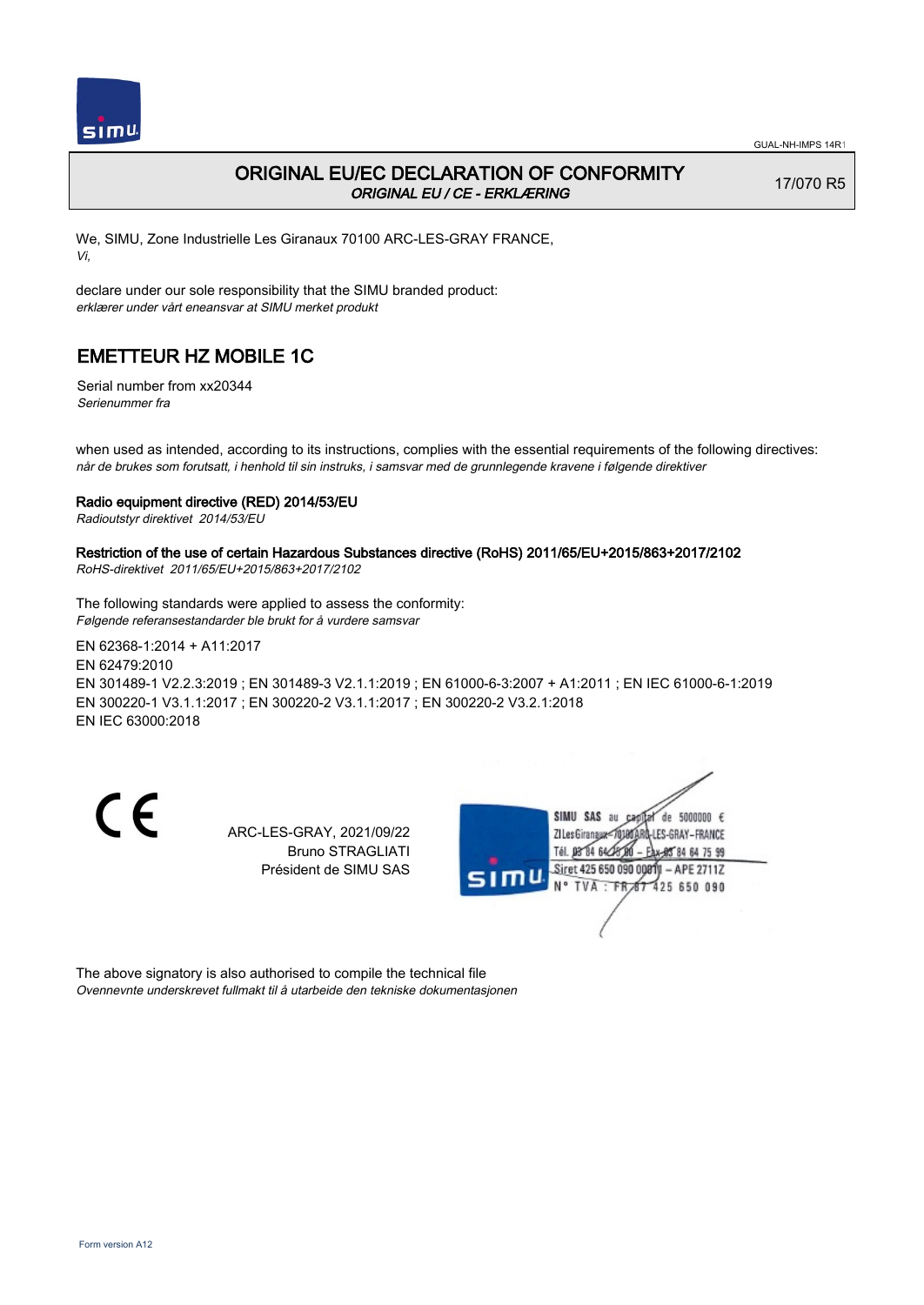GUAL-NH-IMPS 14R1

# ORIGINAL EU/EC DECLARATION OF CONFORMITY

*ORIGINAL EU / CE - ERKLÆRING*

17/070 R5

We, SIMU, Zone Industrielle Les Giranaux 70100 ARC-LES-GRAY FRANCE,
*Vi,*

declare under our sole responsibility that the SIMU branded product:
*erklærer under vårt eneansvar at SIMU merket produkt*

## EMETTEUR HZ MOBILE 1C

Serial number from xx20344
*Serienummer fra*

when used as intended, according to its instructions, complies with the essential requirements of the following directives:
*når de brukes som forutsatt, i henhold til sin instruks, i samsvar med de grunnlegende kravene i følgende direktiver*

**Radio equipment directive (RED) 2014/53/EU**
*Radioutstyr direktivet 2014/53/EU*

**Restriction of the use of certain Hazardous Substances directive (RoHS) 2011/65/EU+2015/863+2017/2102**
*RoHS-direktivet 2011/65/EU+2015/863+2017/2102*

The following standards were applied to assess the conformity:
*Følgende referansestandarder ble brukt for å vurdere samsvar*

EN 62368-1:2014 + A11:2017
EN 62479:2010
EN 301489-1 V2.2.3:2019 ; EN 301489-3 V2.1.1:2019 ; EN 61000-6-3:2007 + A1:2011 ; EN IEC 61000-6-1:2019
EN 300220-1 V3.1.1:2017 ; EN 300220-2 V3.1.1:2017 ; EN 300220-2 V3.2.1:2018
EN IEC 63000:2018

CE

ARC-LES-GRAY, 2021/09/22
Bruno STRAGLIATI
Président de SIMU SAS

SIMU SAS au capital de 5000000 €
ZI Les Giranaux 70100 ARC-LES-GRAY-FRANCE
Tél. 03 84 64 75 00 – Fax 03 84 64 75 99
Siret 425 650 090 00011 – APE 2711Z
N° TVA : FR 87 425 650 090

The above signatory is also authorised to compile the technical file
*Ovennevnte underskrevet fullmakt til å utarbeide den tekniske dokumentasjonen*

Form version A12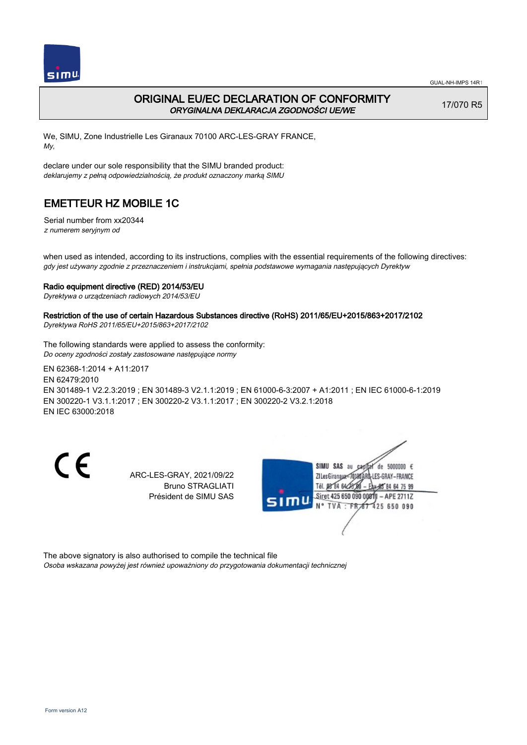# ORIGINAL EU/EC DECLARATION OF CONFORMITY
*ORYGINALNA DEKLARACJA ZGODNOŚCI UE/WE*

17/070 R5

We, SIMU, Zone Industrielle Les Giranaux 70100 ARC-LES-GRAY FRANCE,
*My,*

declare under our sole responsibility that the SIMU branded product:
*deklarujemy z pełną odpowiedzialnością, że produkt oznaczony marką SIMU*

## EMETTEUR HZ MOBILE 1C

Serial number from xx20344
*z numerem seryjnym od*

when used as intended, according to its instructions, complies with the essential requirements of the following directives:
*gdy jest używany zgodnie z przeznaczeniem i instrukcjami, spełnia podstawowe wymagania następujących Dyrektyw*

**Radio equipment directive (RED) 2014/53/EU**
*Dyrektywa o urządzeniach radiowych 2014/53/EU*

**Restriction of the use of certain Hazardous Substances directive (RoHS) 2011/65/EU+2015/863+2017/2102**
*Dyrektywa RoHS 2011/65/EU+2015/863+2017/2102*

The following standards were applied to assess the conformity:
*Do oceny zgodności zostały zastosowane następujące normy*

EN 62368-1:2014 + A11:2017
EN 62479:2010
EN 301489-1 V2.2.3:2019 ; EN 301489-3 V2.1.1:2019 ; EN 61000-6-3:2007 + A1:2011 ; EN IEC 61000-6-1:2019
EN 300220-1 V3.1.1:2017 ; EN 300220-2 V3.1.1:2017 ; EN 300220-2 V3.2.1:2018
EN IEC 63000:2018

CE

ARC-LES-GRAY, 2021/09/22
Bruno STRAGLIATI
Président de SIMU SAS

SIMU SAS au capital de 5000000 €
ZI Les Giranaux 70100 ARC-LES-GRAY-FRANCE
Tél. 03 84 64 75 00 – Fax 03 84 64 75 99
Siret 425 650 090 00011 – APE 2711Z
N° TVA : FR87 425 650 090

The above signatory is also authorised to compile the technical file
*Osoba wskazana powyżej jest również upoważniony do przygotowania dokumentacji technicznej*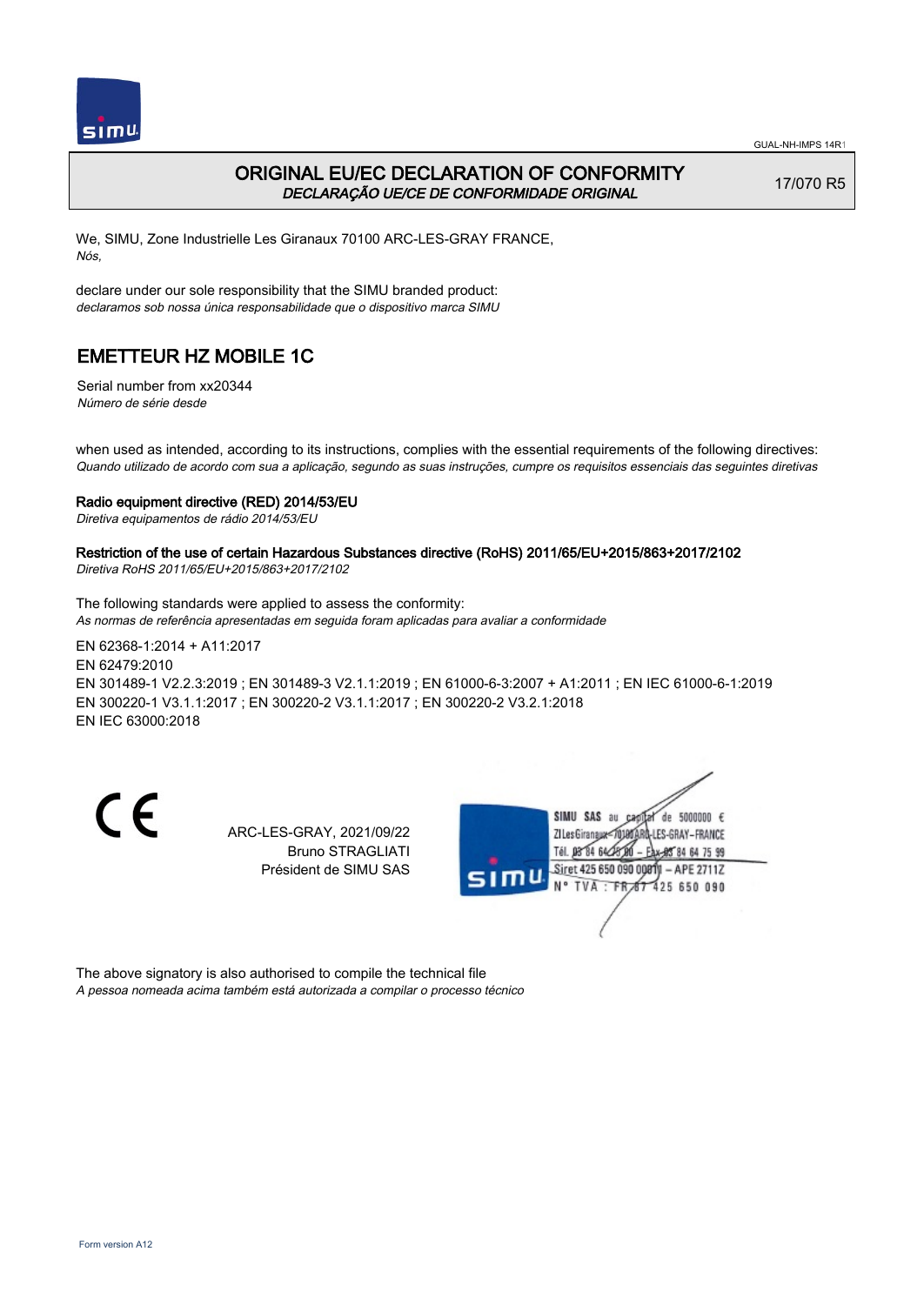GUAL-NH-IMPS 14R1

# ORIGINAL EU/EC DECLARATION OF CONFORMITY

*DECLARAÇÃO UE/CE DE CONFORMIDADE ORIGINAL*

17/070 R5

We, SIMU, Zone Industrielle Les Giranaux 70100 ARC-LES-GRAY FRANCE,
*Nós,*

declare under our sole responsibility that the SIMU branded product:
*declaramos sob nossa única responsabilidade que o dispositivo marca SIMU*

## EMETTEUR HZ MOBILE 1C

Serial number from xx20344
*Número de série desde*

when used as intended, according to its instructions, complies with the essential requirements of the following directives:
*Quando utilizado de acordo com sua a aplicação, segundo as suas instruções, cumpre os requisitos essenciais das seguintes diretivas*

**Radio equipment directive (RED) 2014/53/EU**
*Diretiva equipamentos de rádio 2014/53/EU*

**Restriction of the use of certain Hazardous Substances directive (RoHS) 2011/65/EU+2015/863+2017/2102**
*Diretiva RoHS 2011/65/EU+2015/863+2017/2102*

The following standards were applied to assess the conformity:
*As normas de referência apresentadas em seguida foram aplicadas para avaliar a conformidade*

EN 62368-1:2014 + A11:2017
EN 62479:2010
EN 301489-1 V2.2.3:2019 ; EN 301489-3 V2.1.1:2019 ; EN 61000-6-3:2007 + A1:2011 ; EN IEC 61000-6-1:2019
EN 300220-1 V3.1.1:2017 ; EN 300220-2 V3.1.1:2017 ; EN 300220-2 V3.2.1:2018
EN IEC 63000:2018

ARC-LES-GRAY, 2021/09/22
Bruno STRAGLIATI
Président de SIMU SAS

SIMU SAS au capital de 5000000 €
ZI Les Giranaux 70100 ARC-LES-GRAY-FRANCE
Tél. 03 84 64 75 00 – Fax 03 84 64 75 99
Siret 425 650 090 00011 – APE 2711Z
N° TVA : FR 87 425 650 090

The above signatory is also authorised to compile the technical file
*A pessoa nomeada acima também está autorizada a compilar o processo técnico*

Form version A12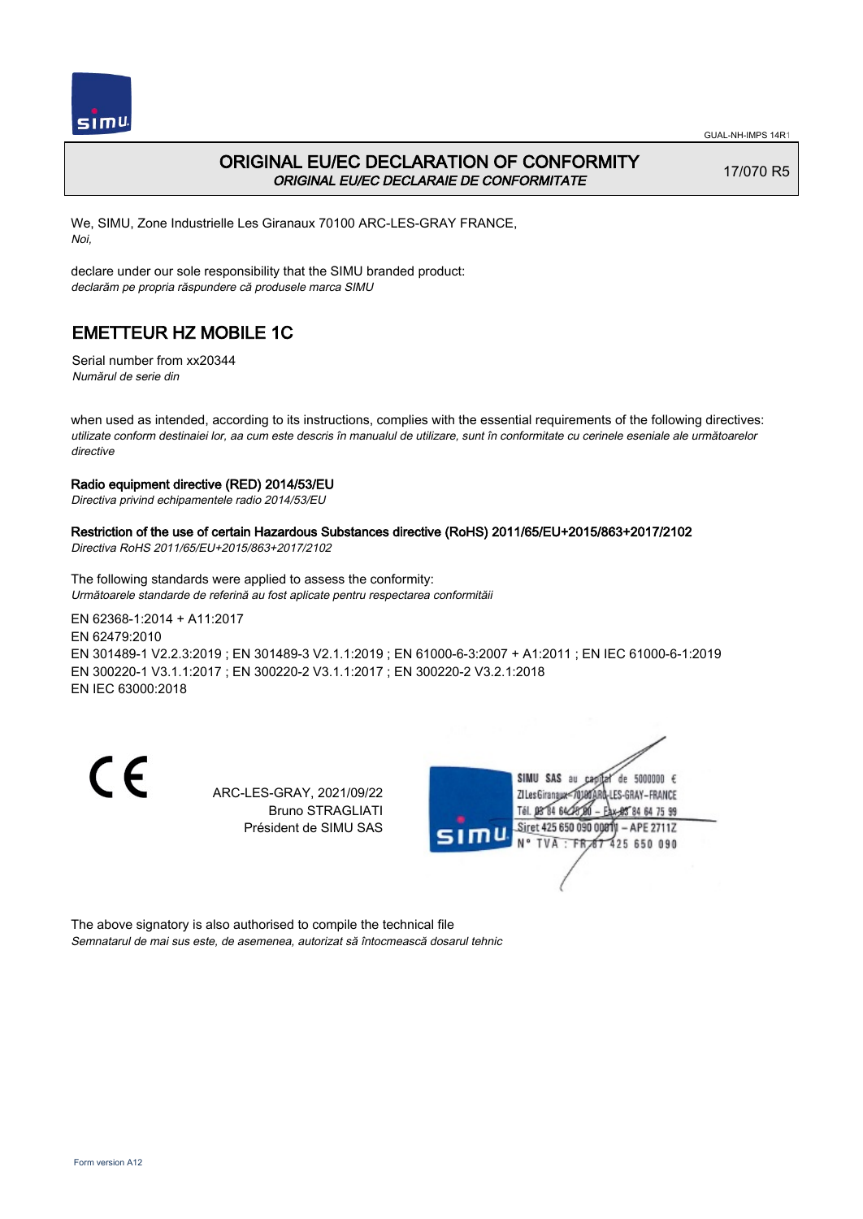GUAL-NH-IMPS 14R1

# ORIGINAL EU/EC DECLARATION OF CONFORMITY

*ORIGINAL EU/EC DECLARAIE DE CONFORMITATE*

17/070 R5

We, SIMU, Zone Industrielle Les Giranaux 70100 ARC-LES-GRAY FRANCE,
*Noi,*

declare under our sole responsibility that the SIMU branded product:
*declarăm pe propria răspundere că produsele marca SIMU*

## EMETTEUR HZ MOBILE 1C

Serial number from xx20344
*Numărul de serie din*

when used as intended, according to its instructions, complies with the essential requirements of the following directives:
*utilizate conform destinaiei lor, aa cum este descris în manualul de utilizare, sunt în conformitate cu cerinele eseniale ale următoarelor directive*

**Radio equipment directive (RED) 2014/53/EU**
*Directiva privind echipamentele radio 2014/53/EU*

**Restriction of the use of certain Hazardous Substances directive (RoHS) 2011/65/EU+2015/863+2017/2102**
*Directiva RoHS 2011/65/EU+2015/863+2017/2102*

The following standards were applied to assess the conformity:
*Următoarele standarde de referină au fost aplicate pentru respectarea conformităii*

EN 62368-1:2014 + A11:2017
EN 62479:2010
EN 301489-1 V2.2.3:2019 ; EN 301489-3 V2.1.1:2019 ; EN 61000-6-3:2007 + A1:2011 ; EN IEC 61000-6-1:2019
EN 300220-1 V3.1.1:2017 ; EN 300220-2 V3.1.1:2017 ; EN 300220-2 V3.2.1:2018
EN IEC 63000:2018

ARC-LES-GRAY, 2021/09/22
Bruno STRAGLIATI
Président de SIMU SAS

SIMU SAS au capital de 5000000 €
ZI Les Giranaux 70100 ARC-LES-GRAY-FRANCE
Tél. 03 84 64 75 00 – Fax 03 84 64 75 99
Siret 425 650 090 00011 – APE 2711Z
N° TVA : FR 87 425 650 090

The above signatory is also authorised to compile the technical file
*Semnatarul de mai sus este, de asemenea, autorizat să întocmească dosarul tehnic*

Form version A12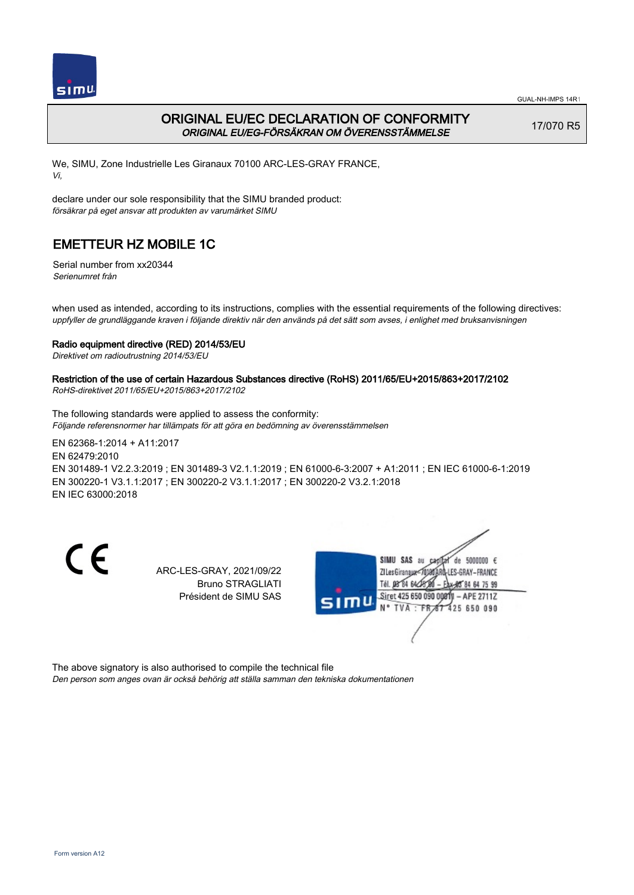# ORIGINAL EU/EC DECLARATION OF CONFORMITY
*ORIGINAL EU/EG-FÖRSÄKRAN OM ÖVERENSSTÄMMELSE*

17/070 R5

We, SIMU, Zone Industrielle Les Giranaux 70100 ARC-LES-GRAY FRANCE,
*Vi,*

declare under our sole responsibility that the SIMU branded product:
*försäkrar på eget ansvar att produkten av varumärket SIMU*

## EMETTEUR HZ MOBILE 1C

Serial number from xx20344
*Serienumret från*

when used as intended, according to its instructions, complies with the essential requirements of the following directives:
*uppfyller de grundläggande kraven i följande direktiv när den används på det sätt som avses, i enlighet med bruksanvisningen*

**Radio equipment directive (RED) 2014/53/EU**
*Direktivet om radioutrustning 2014/53/EU*

**Restriction of the use of certain Hazardous Substances directive (RoHS) 2011/65/EU+2015/863+2017/2102**
*RoHS-direktivet 2011/65/EU+2015/863+2017/2102*

The following standards were applied to assess the conformity:
*Följande referensnormer har tillämpats för att göra en bedömning av överensstämmelsen*

EN 62368-1:2014 + A11:2017
EN 62479:2010
EN 301489-1 V2.2.3:2019 ; EN 301489-3 V2.1.1:2019 ; EN 61000-6-3:2007 + A1:2011 ; EN IEC 61000-6-1:2019
EN 300220-1 V3.1.1:2017 ; EN 300220-2 V3.1.1:2017 ; EN 300220-2 V3.2.1:2018
EN IEC 63000:2018

ARC-LES-GRAY, 2021/09/22
Bruno STRAGLIATI
Président de SIMU SAS

SIMU SAS au capital de 5000000 €
ZI Les Giranaux 70100 ARC-LES-GRAY-FRANCE
Tél. 03 84 64 75 00 – Fax 03 84 64 75 99
Siret 425 650 090 00011 – APE 2711Z
N° TVA : FR 87 425 650 090

The above signatory is also authorised to compile the technical file
*Den person som anges ovan är också behörig att ställa samman den tekniska dokumentationen*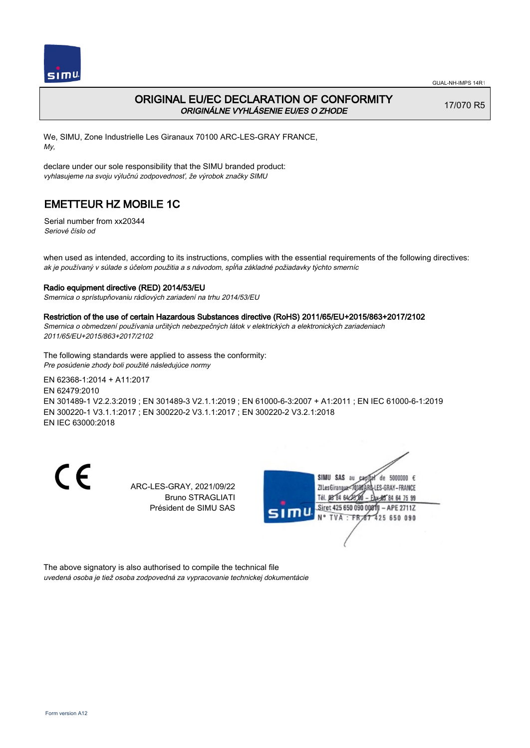# ORIGINAL EU/EC DECLARATION OF CONFORMITY
*ORIGINÁLNE VYHLÁSENIE EU/ES O ZHODE*

17/070 R5

We, SIMU, Zone Industrielle Les Giranaux 70100 ARC-LES-GRAY FRANCE,
*My,*

declare under our sole responsibility that the SIMU branded product:
*vyhlasujeme na svoju výlučnú zodpovednosť, že výrobok značky SIMU*

## EMETTEUR HZ MOBILE 1C

Serial number from xx20344
*Seriové číslo od*

when used as intended, according to its instructions, complies with the essential requirements of the following directives:
*ak je používaný v súlade s účelom použitia a s návodom, spĺňa základné požiadavky týchto smerníc*

**Radio equipment directive (RED) 2014/53/EU**
*Smernica o sprístupňovaniu rádiových zariadení na trhu 2014/53/EU*

**Restriction of the use of certain Hazardous Substances directive (RoHS) 2011/65/EU+2015/863+2017/2102**
*Smernica o obmedzení používania určitých nebezpečných látok v elektrických a elektronických zariadeniach 2011/65/EU+2015/863+2017/2102*

The following standards were applied to assess the conformity:
*Pre posúdenie zhody boli použité následujúce normy*

EN 62368-1:2014 + A11:2017
EN 62479:2010
EN 301489-1 V2.2.3:2019 ; EN 301489-3 V2.1.1:2019 ; EN 61000-6-3:2007 + A1:2011 ; EN IEC 61000-6-1:2019
EN 300220-1 V3.1.1:2017 ; EN 300220-2 V3.1.1:2017 ; EN 300220-2 V3.2.1:2018
EN IEC 63000:2018

CE

ARC-LES-GRAY, 2021/09/22
Bruno STRAGLIATI
Président de SIMU SAS

SIMU SAS au capital de 5000000 €
ZI Les Giranaux 70100 ARC-LES-GRAY-FRANCE
Tél. 03 84 64 75 00 – Fax 03 84 64 75 99
Siret 425 650 090 00011 – APE 2711Z
N° TVA : FR 87 425 650 090

The above signatory is also authorised to compile the technical file
*uvedená osoba je tiež osoba zodpovedná za vypracovanie technickej dokumentácie*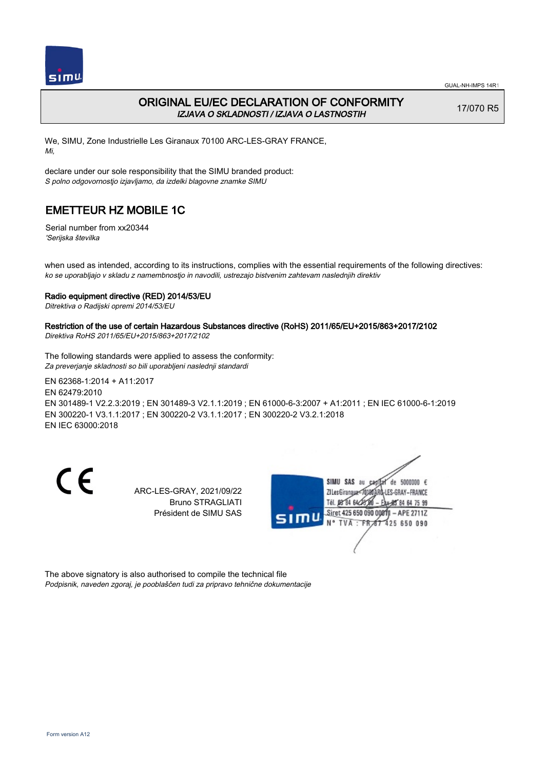GUAL-NH-IMPS 14R1

# ORIGINAL EU/EC DECLARATION OF CONFORMITY

*IZJAVA O SKLADNOSTI / IZJAVA O LASTNOSTIH*

17/070 R5

We, SIMU, Zone Industrielle Les Giranaux 70100 ARC-LES-GRAY FRANCE,
*Mi,*

declare under our sole responsibility that the SIMU branded product:
*S polno odgovornostjo izjavljamo, da izdelki blagovne znamke SIMU*

## EMETTEUR HZ MOBILE 1C

Serial number from xx20344
*'Serijska številka*

when used as intended, according to its instructions, complies with the essential requirements of the following directives:
*ko se uporabljajo v skladu z namembnostjo in navodili, ustrezajo bistvenim zahtevam naslednjih direktiv*

**Radio equipment directive (RED) 2014/53/EU**
*Ditrektiva o Radijski opremi 2014/53/EU*

**Restriction of the use of certain Hazardous Substances directive (RoHS) 2011/65/EU+2015/863+2017/2102**
*Direktiva RoHS 2011/65/EU+2015/863+2017/2102*

The following standards were applied to assess the conformity:
*Za preverjanje skladnosti so bili uporabljeni naslednji standardi*

EN 62368-1:2014 + A11:2017
EN 62479:2010
EN 301489-1 V2.2.3:2019 ; EN 301489-3 V2.1.1:2019 ; EN 61000-6-3:2007 + A1:2011 ; EN IEC 61000-6-1:2019
EN 300220-1 V3.1.1:2017 ; EN 300220-2 V3.1.1:2017 ; EN 300220-2 V3.2.1:2018
EN IEC 63000:2018

ARC-LES-GRAY, 2021/09/22
Bruno STRAGLIATI
Président de SIMU SAS

SIMU SAS au capital de 5000000 €
ZI Les Giranaux 70100 ARC-LES-GRAY-FRANCE
Tél. 03 84 64 75 00 – Fax 03 84 64 75 99
Siret 425 650 090 00011 – APE 2711Z
N° TVA : FR 87 425 650 090

The above signatory is also authorised to compile the technical file
*Podpisnik, naveden zgoraj, je pooblaščen tudi za pripravo tehnične dokumentacije*

Form version A12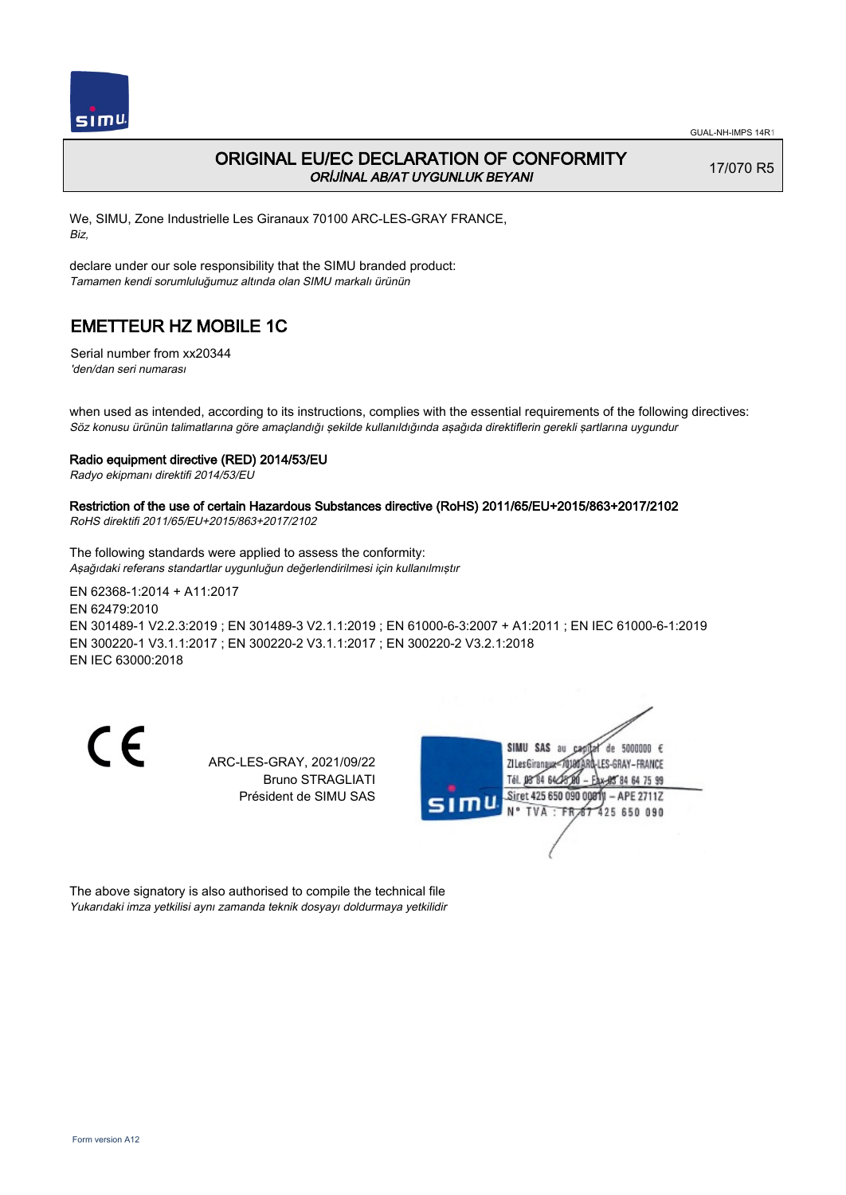# ORIGINAL EU/EC DECLARATION OF CONFORMITY
*ORİJİNAL AB/AT UYGUNLUK BEYANI*

17/070 R5

We, SIMU, Zone Industrielle Les Giranaux 70100 ARC-LES-GRAY FRANCE,
*Biz,*

declare under our sole responsibility that the SIMU branded product:
*Tamamen kendi sorumluluğumuz altında olan SIMU markalı ürünün*

## EMETTEUR HZ MOBILE 1C

Serial number from xx20344
*'den/dan seri numarası*

when used as intended, according to its instructions, complies with the essential requirements of the following directives:
*Söz konusu ürünün talimatlarına göre amaçlandığı şekilde kullanıldığında aşağıda direktiflerin gerekli şartlarına uygundur*

**Radio equipment directive (RED) 2014/53/EU**
*Radyo ekipmanı direktifi 2014/53/EU*

**Restriction of the use of certain Hazardous Substances directive (RoHS) 2011/65/EU+2015/863+2017/2102**
*RoHS direktifi 2011/65/EU+2015/863+2017/2102*

The following standards were applied to assess the conformity:
*Aşağıdaki referans standartlar uygunluğun değerlendirilmesi için kullanılmıştır*

EN 62368-1:2014 + A11:2017
EN 62479:2010
EN 301489-1 V2.2.3:2019 ; EN 301489-3 V2.1.1:2019 ; EN 61000-6-3:2007 + A1:2011 ; EN IEC 61000-6-1:2019
EN 300220-1 V3.1.1:2017 ; EN 300220-2 V3.1.1:2017 ; EN 300220-2 V3.2.1:2018
EN IEC 63000:2018

CE

ARC-LES-GRAY, 2021/09/22
Bruno STRAGLIATI
Président de SIMU SAS

SIMU SAS au capital de 5000000 €
ZI Les Giranaux 70100 ARC-LES-GRAY-FRANCE
Tél. 03 84 64 75 00 – Fax 03 84 64 75 99
Siret 425 650 090 00011 – APE 2711Z
N° TVA : FR 87 425 650 090

The above signatory is also authorised to compile the technical file
*Yukarıdaki imza yetkilisi aynı zamanda teknik dosyayı doldurmaya yetkilidir*